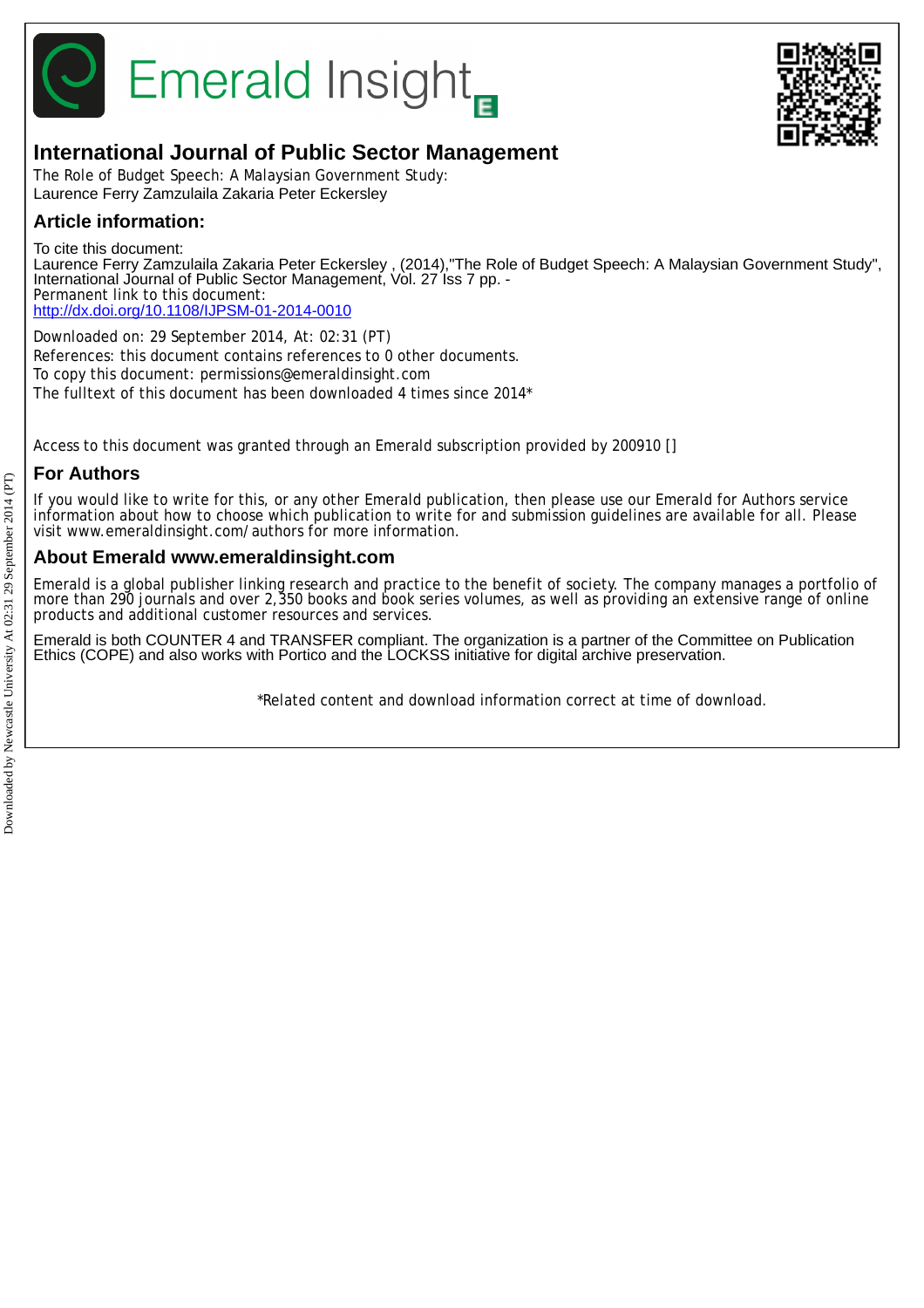# International Journal of Public Sector Management

The Role of Budget Speech: A Malaysian Government Study:
Laurence Ferry Zamzulaila Zakaria Peter Eckersley

## Article information:

To cite this document:
Laurence Ferry Zamzulaila Zakaria Peter Eckersley , (2014),"The Role of Budget Speech: A Malaysian Government Study", International Journal of Public Sector Management, Vol. 27 Iss 7 pp. -
Permanent link to this document:
http://dx.doi.org/10.1108/IJPSM-01-2014-0010

Downloaded on: 29 September 2014, At: 02:31 (PT)
References: this document contains references to 0 other documents.
To copy this document: permissions@emeraldinsight.com
The fulltext of this document has been downloaded 4 times since 2014*

Access to this document was granted through an Emerald subscription provided by 200910 []

## For Authors

If you would like to write for this, or any other Emerald publication, then please use our Emerald for Authors service information about how to choose which publication to write for and submission guidelines are available for all. Please visit www.emeraldinsight.com/authors for more information.

## About Emerald www.emeraldinsight.com

Emerald is a global publisher linking research and practice to the benefit of society. The company manages a portfolio of more than 290 journals and over 2,350 books and book series volumes, as well as providing an extensive range of online products and additional customer resources and services.

Emerald is both COUNTER 4 and TRANSFER compliant. The organization is a partner of the Committee on Publication Ethics (COPE) and also works with Portico and the LOCKSS initiative for digital archive preservation.

*Related content and download information correct at time of download.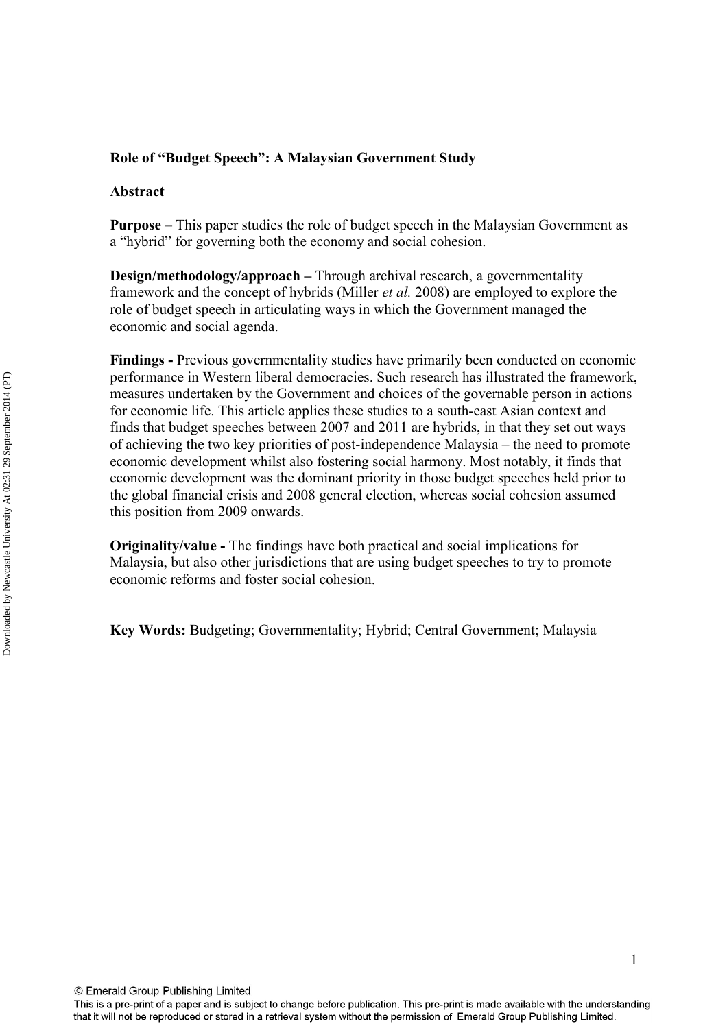**Role of "Budget Speech": A Malaysian Government Study**

**Abstract**

**Purpose** – This paper studies the role of budget speech in the Malaysian Government as a "hybrid" for governing both the economy and social cohesion.

**Design/methodology/approach** – Through archival research, a governmentality framework and the concept of hybrids (Miller *et al.* 2008) are employed to explore the role of budget speech in articulating ways in which the Government managed the economic and social agenda.

**Findings** - Previous governmentality studies have primarily been conducted on economic performance in Western liberal democracies. Such research has illustrated the framework, measures undertaken by the Government and choices of the governable person in actions for economic life. This article applies these studies to a south-east Asian context and finds that budget speeches between 2007 and 2011 are hybrids, in that they set out ways of achieving the two key priorities of post-independence Malaysia – the need to promote economic development whilst also fostering social harmony. Most notably, it finds that economic development was the dominant priority in those budget speeches held prior to the global financial crisis and 2008 general election, whereas social cohesion assumed this position from 2009 onwards.

**Originality/value** - The findings have both practical and social implications for Malaysia, but also other jurisdictions that are using budget speeches to try to promote economic reforms and foster social cohesion.

**Key Words:** Budgeting; Governmentality; Hybrid; Central Government; Malaysia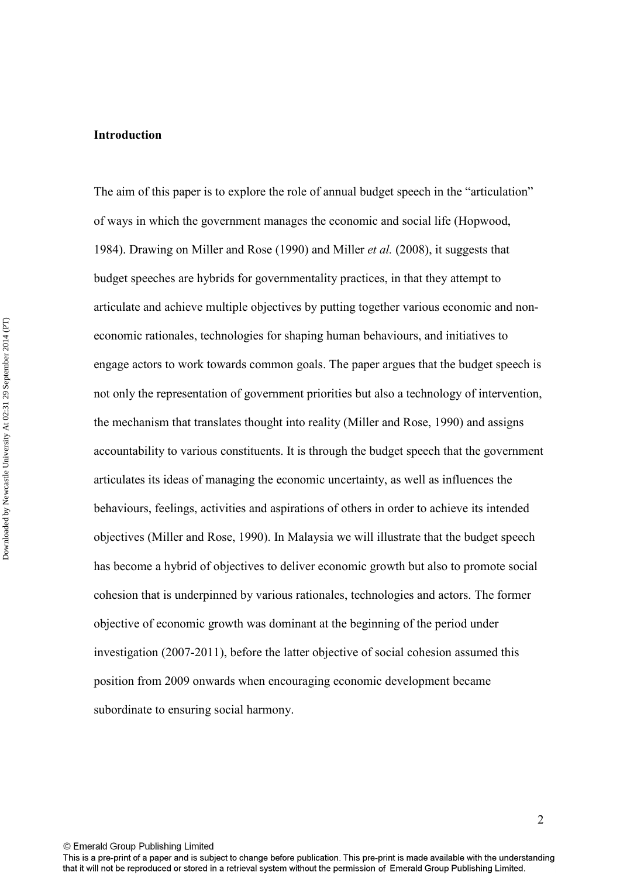## Introduction

The aim of this paper is to explore the role of annual budget speech in the "articulation" of ways in which the government manages the economic and social life (Hopwood, 1984). Drawing on Miller and Rose (1990) and Miller *et al.* (2008), it suggests that budget speeches are hybrids for governmentality practices, in that they attempt to articulate and achieve multiple objectives by putting together various economic and non-economic rationales, technologies for shaping human behaviours, and initiatives to engage actors to work towards common goals. The paper argues that the budget speech is not only the representation of government priorities but also a technology of intervention, the mechanism that translates thought into reality (Miller and Rose, 1990) and assigns accountability to various constituents. It is through the budget speech that the government articulates its ideas of managing the economic uncertainty, as well as influences the behaviours, feelings, activities and aspirations of others in order to achieve its intended objectives (Miller and Rose, 1990). In Malaysia we will illustrate that the budget speech has become a hybrid of objectives to deliver economic growth but also to promote social cohesion that is underpinned by various rationales, technologies and actors. The former objective of economic growth was dominant at the beginning of the period under investigation (2007-2011), before the latter objective of social cohesion assumed this position from 2009 onwards when encouraging economic development became subordinate to ensuring social harmony.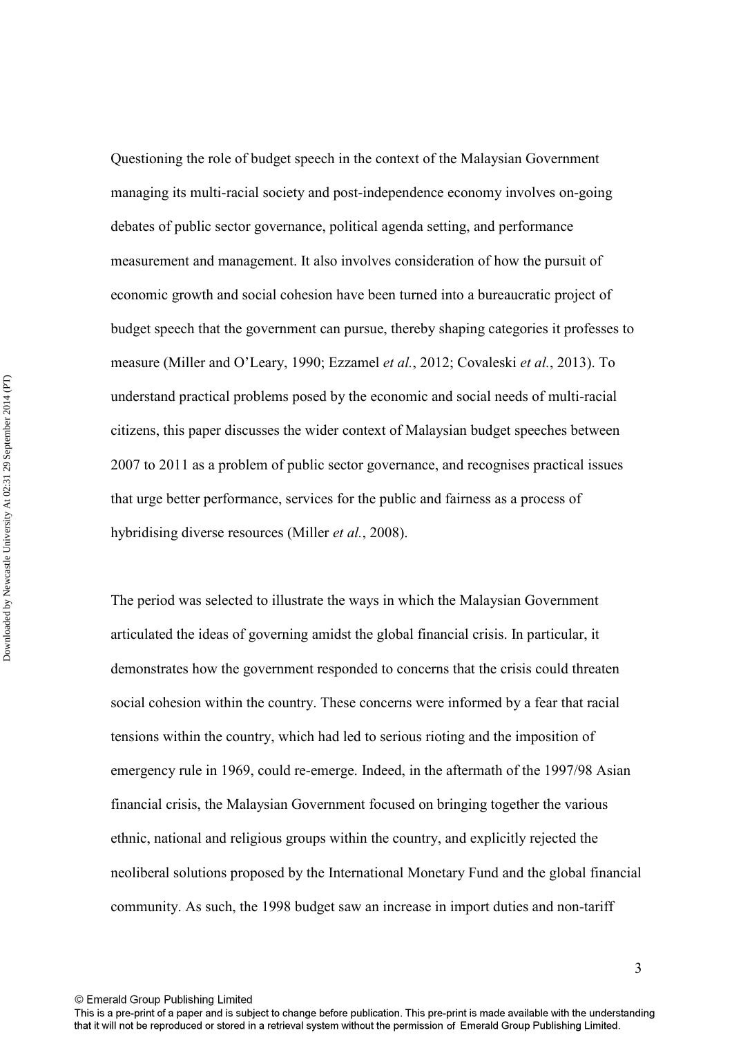Questioning the role of budget speech in the context of the Malaysian Government managing its multi-racial society and post-independence economy involves on-going debates of public sector governance, political agenda setting, and performance measurement and management. It also involves consideration of how the pursuit of economic growth and social cohesion have been turned into a bureaucratic project of budget speech that the government can pursue, thereby shaping categories it professes to measure (Miller and O'Leary, 1990; Ezzamel *et al.*, 2012; Covaleski *et al.*, 2013). To understand practical problems posed by the economic and social needs of multi-racial citizens, this paper discusses the wider context of Malaysian budget speeches between 2007 to 2011 as a problem of public sector governance, and recognises practical issues that urge better performance, services for the public and fairness as a process of hybridising diverse resources (Miller *et al.*, 2008).

The period was selected to illustrate the ways in which the Malaysian Government articulated the ideas of governing amidst the global financial crisis. In particular, it demonstrates how the government responded to concerns that the crisis could threaten social cohesion within the country. These concerns were informed by a fear that racial tensions within the country, which had led to serious rioting and the imposition of emergency rule in 1969, could re-emerge. Indeed, in the aftermath of the 1997/98 Asian financial crisis, the Malaysian Government focused on bringing together the various ethnic, national and religious groups within the country, and explicitly rejected the neoliberal solutions proposed by the International Monetary Fund and the global financial community. As such, the 1998 budget saw an increase in import duties and non-tariff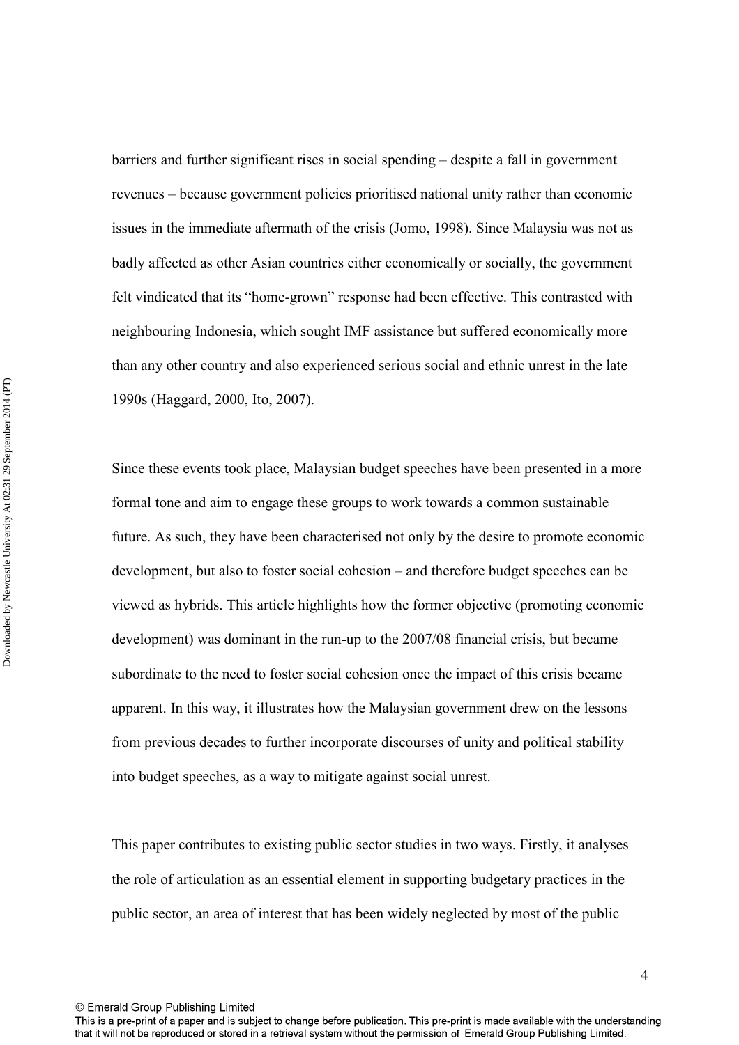barriers and further significant rises in social spending – despite a fall in government revenues – because government policies prioritised national unity rather than economic issues in the immediate aftermath of the crisis (Jomo, 1998). Since Malaysia was not as badly affected as other Asian countries either economically or socially, the government felt vindicated that its "home-grown" response had been effective. This contrasted with neighbouring Indonesia, which sought IMF assistance but suffered economically more than any other country and also experienced serious social and ethnic unrest in the late 1990s (Haggard, 2000, Ito, 2007).

Since these events took place, Malaysian budget speeches have been presented in a more formal tone and aim to engage these groups to work towards a common sustainable future. As such, they have been characterised not only by the desire to promote economic development, but also to foster social cohesion – and therefore budget speeches can be viewed as hybrids. This article highlights how the former objective (promoting economic development) was dominant in the run-up to the 2007/08 financial crisis, but became subordinate to the need to foster social cohesion once the impact of this crisis became apparent. In this way, it illustrates how the Malaysian government drew on the lessons from previous decades to further incorporate discourses of unity and political stability into budget speeches, as a way to mitigate against social unrest.

This paper contributes to existing public sector studies in two ways. Firstly, it analyses the role of articulation as an essential element in supporting budgetary practices in the public sector, an area of interest that has been widely neglected by most of the public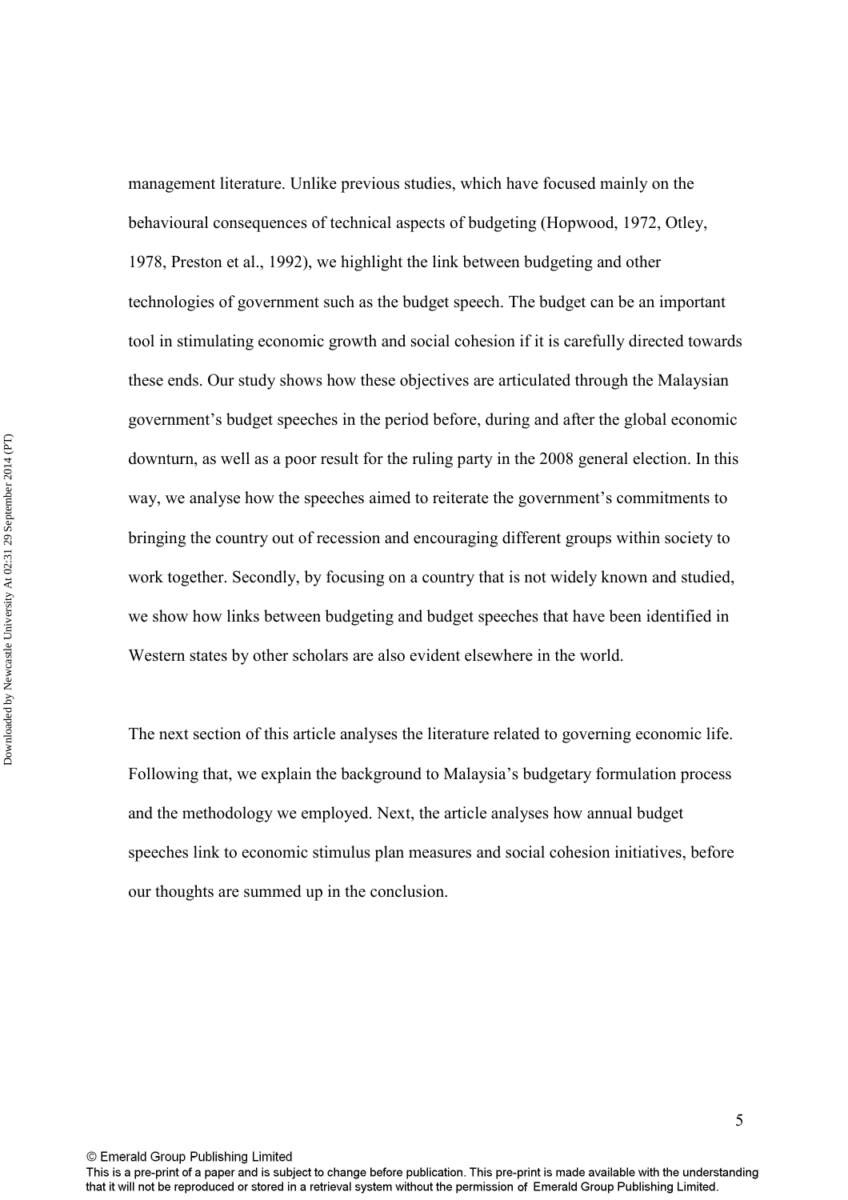management literature. Unlike previous studies, which have focused mainly on the behavioural consequences of technical aspects of budgeting (Hopwood, 1972, Otley, 1978, Preston et al., 1992), we highlight the link between budgeting and other technologies of government such as the budget speech. The budget can be an important tool in stimulating economic growth and social cohesion if it is carefully directed towards these ends. Our study shows how these objectives are articulated through the Malaysian government's budget speeches in the period before, during and after the global economic downturn, as well as a poor result for the ruling party in the 2008 general election. In this way, we analyse how the speeches aimed to reiterate the government's commitments to bringing the country out of recession and encouraging different groups within society to work together. Secondly, by focusing on a country that is not widely known and studied, we show how links between budgeting and budget speeches that have been identified in Western states by other scholars are also evident elsewhere in the world.

The next section of this article analyses the literature related to governing economic life. Following that, we explain the background to Malaysia's budgetary formulation process and the methodology we employed. Next, the article analyses how annual budget speeches link to economic stimulus plan measures and social cohesion initiatives, before our thoughts are summed up in the conclusion.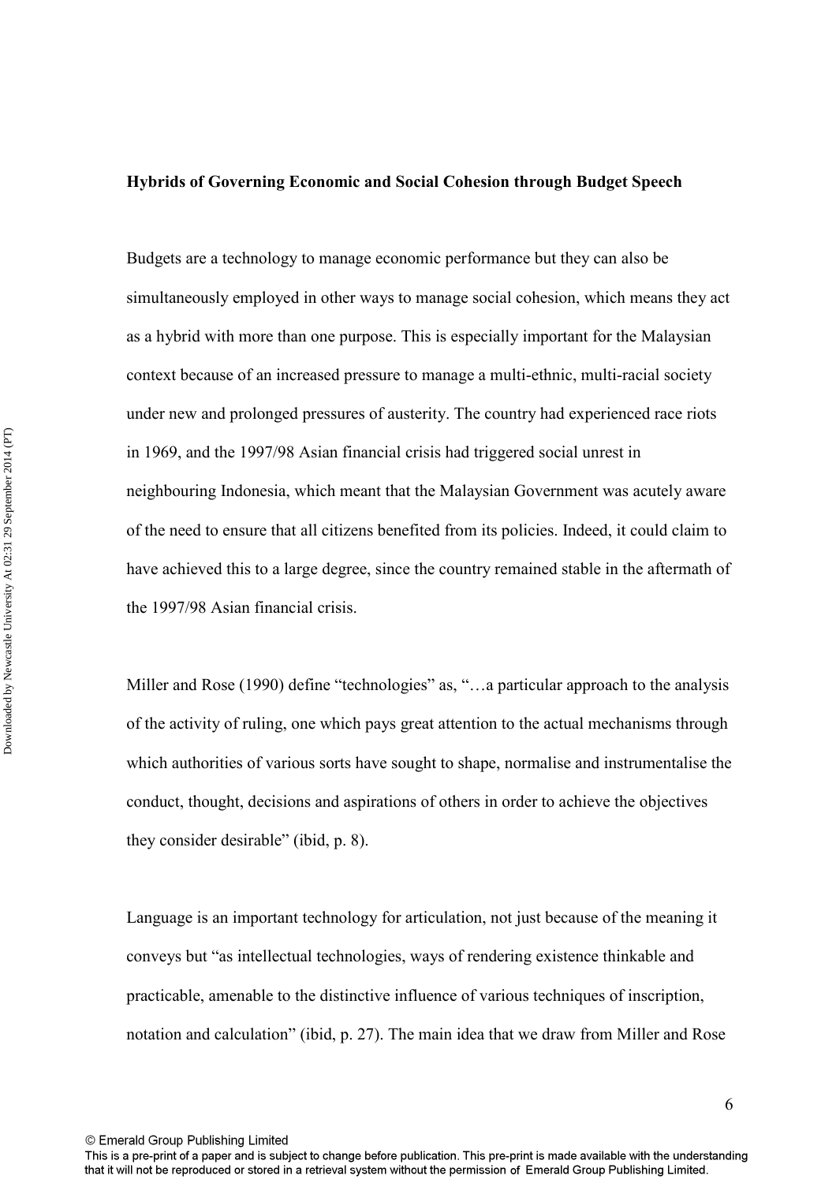**Hybrids of Governing Economic and Social Cohesion through Budget Speech**

Budgets are a technology to manage economic performance but they can also be simultaneously employed in other ways to manage social cohesion, which means they act as a hybrid with more than one purpose. This is especially important for the Malaysian context because of an increased pressure to manage a multi-ethnic, multi-racial society under new and prolonged pressures of austerity. The country had experienced race riots in 1969, and the 1997/98 Asian financial crisis had triggered social unrest in neighbouring Indonesia, which meant that the Malaysian Government was acutely aware of the need to ensure that all citizens benefited from its policies. Indeed, it could claim to have achieved this to a large degree, since the country remained stable in the aftermath of the 1997/98 Asian financial crisis.

Miller and Rose (1990) define "technologies" as, "…a particular approach to the analysis of the activity of ruling, one which pays great attention to the actual mechanisms through which authorities of various sorts have sought to shape, normalise and instrumentalise the conduct, thought, decisions and aspirations of others in order to achieve the objectives they consider desirable" (ibid, p. 8).

Language is an important technology for articulation, not just because of the meaning it conveys but "as intellectual technologies, ways of rendering existence thinkable and practicable, amenable to the distinctive influence of various techniques of inscription, notation and calculation" (ibid, p. 27). The main idea that we draw from Miller and Rose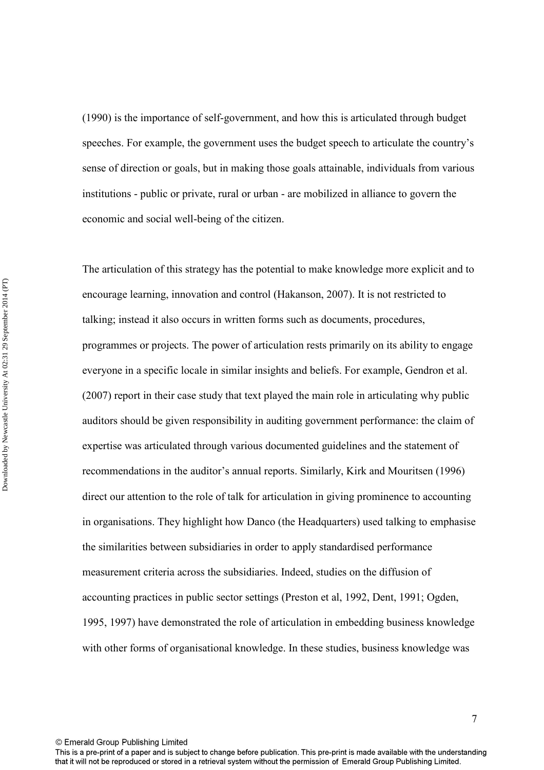(1990) is the importance of self-government, and how this is articulated through budget speeches. For example, the government uses the budget speech to articulate the country's sense of direction or goals, but in making those goals attainable, individuals from various institutions - public or private, rural or urban - are mobilized in alliance to govern the economic and social well-being of the citizen.

The articulation of this strategy has the potential to make knowledge more explicit and to encourage learning, innovation and control (Hakanson, 2007). It is not restricted to talking; instead it also occurs in written forms such as documents, procedures, programmes or projects. The power of articulation rests primarily on its ability to engage everyone in a specific locale in similar insights and beliefs. For example, Gendron et al. (2007) report in their case study that text played the main role in articulating why public auditors should be given responsibility in auditing government performance: the claim of expertise was articulated through various documented guidelines and the statement of recommendations in the auditor's annual reports. Similarly, Kirk and Mouritsen (1996) direct our attention to the role of talk for articulation in giving prominence to accounting in organisations. They highlight how Danco (the Headquarters) used talking to emphasise the similarities between subsidiaries in order to apply standardised performance measurement criteria across the subsidiaries. Indeed, studies on the diffusion of accounting practices in public sector settings (Preston et al, 1992, Dent, 1991; Ogden, 1995, 1997) have demonstrated the role of articulation in embedding business knowledge with other forms of organisational knowledge. In these studies, business knowledge was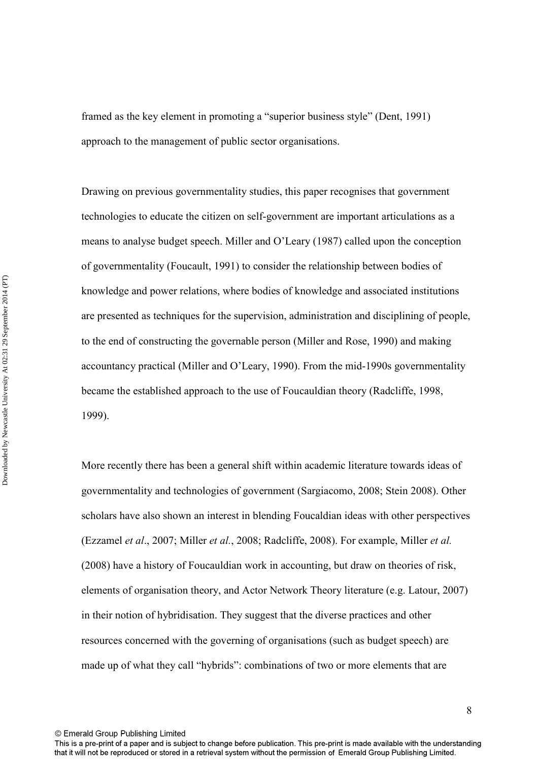framed as the key element in promoting a "superior business style" (Dent, 1991) approach to the management of public sector organisations.

Drawing on previous governmentality studies, this paper recognises that government technologies to educate the citizen on self-government are important articulations as a means to analyse budget speech. Miller and O'Leary (1987) called upon the conception of governmentality (Foucault, 1991) to consider the relationship between bodies of knowledge and power relations, where bodies of knowledge and associated institutions are presented as techniques for the supervision, administration and disciplining of people, to the end of constructing the governable person (Miller and Rose, 1990) and making accountancy practical (Miller and O'Leary, 1990). From the mid-1990s governmentality became the established approach to the use of Foucauldian theory (Radcliffe, 1998, 1999).

More recently there has been a general shift within academic literature towards ideas of governmentality and technologies of government (Sargiacomo, 2008; Stein 2008). Other scholars have also shown an interest in blending Foucaldian ideas with other perspectives (Ezzamel *et al*., 2007; Miller *et al.*, 2008; Radcliffe, 2008). For example, Miller *et al.* (2008) have a history of Foucauldian work in accounting, but draw on theories of risk, elements of organisation theory, and Actor Network Theory literature (e.g. Latour, 2007) in their notion of hybridisation. They suggest that the diverse practices and other resources concerned with the governing of organisations (such as budget speech) are made up of what they call "hybrids": combinations of two or more elements that are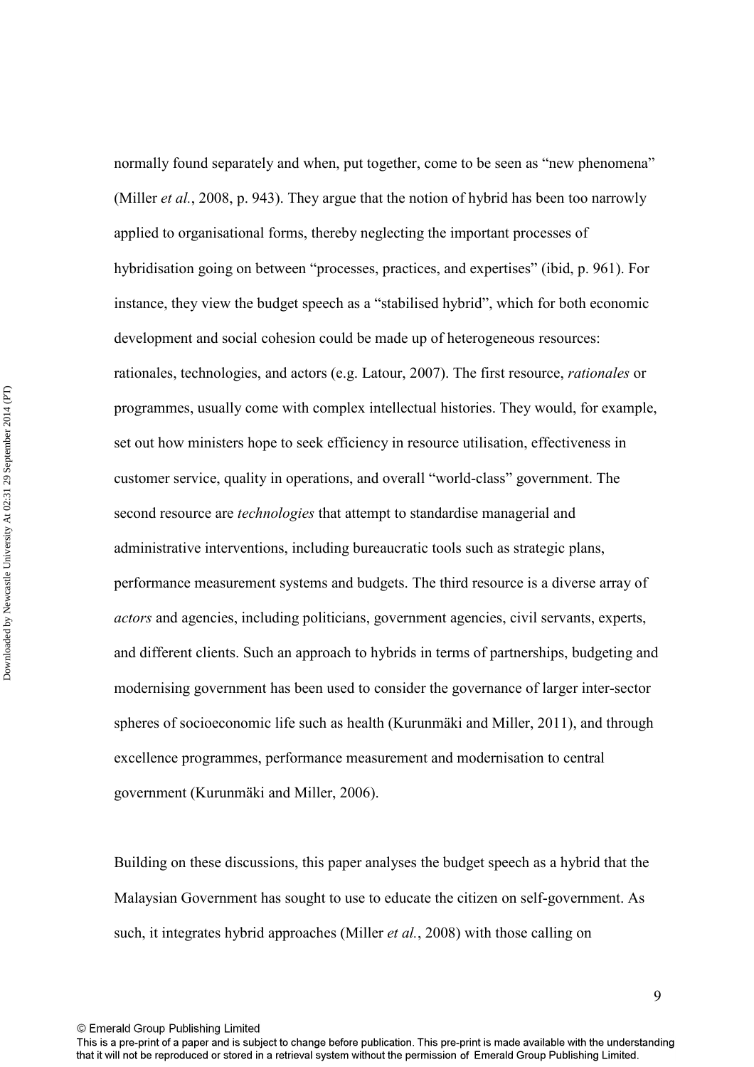normally found separately and when, put together, come to be seen as "new phenomena" (Miller *et al.*, 2008, p. 943). They argue that the notion of hybrid has been too narrowly applied to organisational forms, thereby neglecting the important processes of hybridisation going on between "processes, practices, and expertises" (ibid, p. 961). For instance, they view the budget speech as a "stabilised hybrid", which for both economic development and social cohesion could be made up of heterogeneous resources: rationales, technologies, and actors (e.g. Latour, 2007). The first resource, *rationales* or programmes, usually come with complex intellectual histories. They would, for example, set out how ministers hope to seek efficiency in resource utilisation, effectiveness in customer service, quality in operations, and overall "world-class" government. The second resource are *technologies* that attempt to standardise managerial and administrative interventions, including bureaucratic tools such as strategic plans, performance measurement systems and budgets. The third resource is a diverse array of *actors* and agencies, including politicians, government agencies, civil servants, experts, and different clients. Such an approach to hybrids in terms of partnerships, budgeting and modernising government has been used to consider the governance of larger inter-sector spheres of socioeconomic life such as health (Kurunmäki and Miller, 2011), and through excellence programmes, performance measurement and modernisation to central government (Kurunmäki and Miller, 2006).

Building on these discussions, this paper analyses the budget speech as a hybrid that the Malaysian Government has sought to use to educate the citizen on self-government. As such, it integrates hybrid approaches (Miller *et al.*, 2008) with those calling on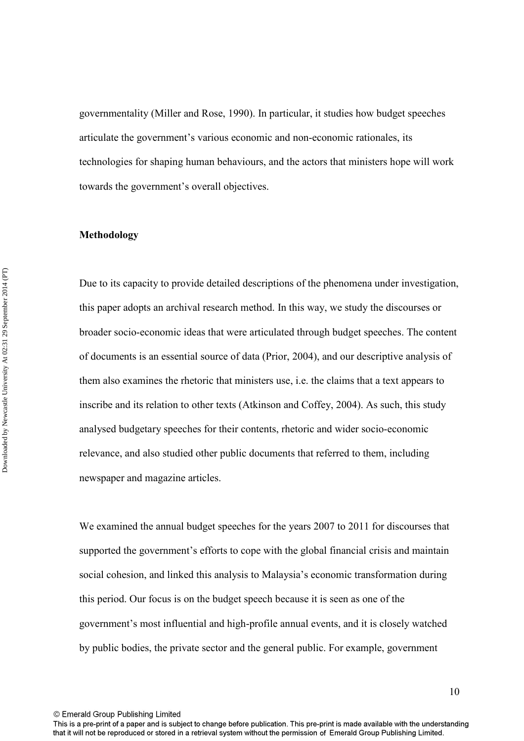governmentality (Miller and Rose, 1990). In particular, it studies how budget speeches articulate the government's various economic and non-economic rationales, its technologies for shaping human behaviours, and the actors that ministers hope will work towards the government's overall objectives.

## Methodology

Due to its capacity to provide detailed descriptions of the phenomena under investigation, this paper adopts an archival research method. In this way, we study the discourses or broader socio-economic ideas that were articulated through budget speeches. The content of documents is an essential source of data (Prior, 2004), and our descriptive analysis of them also examines the rhetoric that ministers use, i.e. the claims that a text appears to inscribe and its relation to other texts (Atkinson and Coffey, 2004). As such, this study analysed budgetary speeches for their contents, rhetoric and wider socio-economic relevance, and also studied other public documents that referred to them, including newspaper and magazine articles.

We examined the annual budget speeches for the years 2007 to 2011 for discourses that supported the government's efforts to cope with the global financial crisis and maintain social cohesion, and linked this analysis to Malaysia's economic transformation during this period. Our focus is on the budget speech because it is seen as one of the government's most influential and high-profile annual events, and it is closely watched by public bodies, the private sector and the general public. For example, government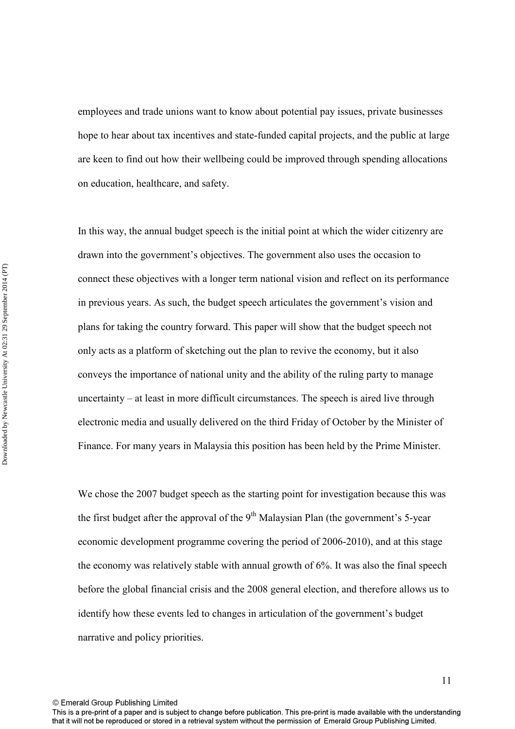employees and trade unions want to know about potential pay issues, private businesses hope to hear about tax incentives and state-funded capital projects, and the public at large are keen to find out how their wellbeing could be improved through spending allocations on education, healthcare, and safety.

In this way, the annual budget speech is the initial point at which the wider citizenry are drawn into the government's objectives. The government also uses the occasion to connect these objectives with a longer term national vision and reflect on its performance in previous years. As such, the budget speech articulates the government's vision and plans for taking the country forward. This paper will show that the budget speech not only acts as a platform of sketching out the plan to revive the economy, but it also conveys the importance of national unity and the ability of the ruling party to manage uncertainty – at least in more difficult circumstances. The speech is aired live through electronic media and usually delivered on the third Friday of October by the Minister of Finance. For many years in Malaysia this position has been held by the Prime Minister.

We chose the 2007 budget speech as the starting point for investigation because this was the first budget after the approval of the 9th Malaysian Plan (the government's 5-year economic development programme covering the period of 2006-2010), and at this stage the economy was relatively stable with annual growth of 6%. It was also the final speech before the global financial crisis and the 2008 general election, and therefore allows us to identify how these events led to changes in articulation of the government's budget narrative and policy priorities.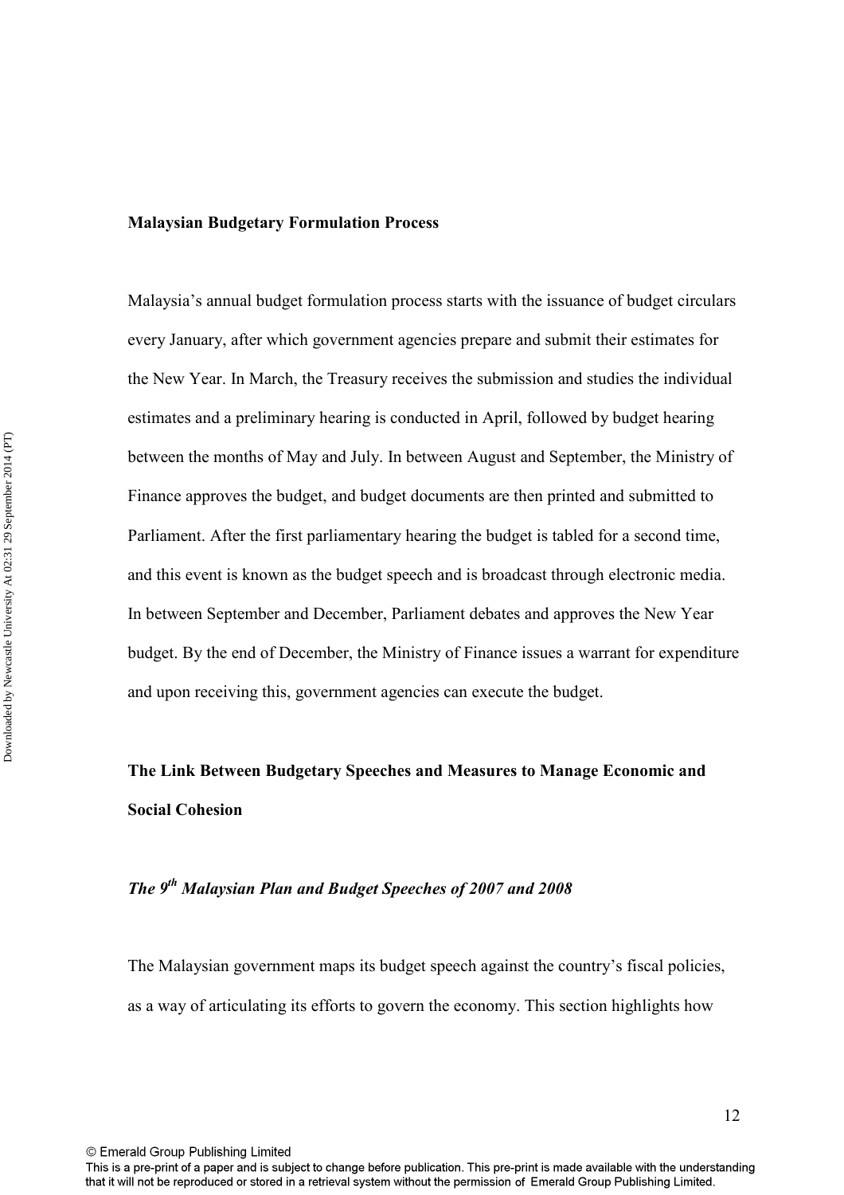## Malaysian Budgetary Formulation Process

Malaysia's annual budget formulation process starts with the issuance of budget circulars every January, after which government agencies prepare and submit their estimates for the New Year. In March, the Treasury receives the submission and studies the individual estimates and a preliminary hearing is conducted in April, followed by budget hearing between the months of May and July. In between August and September, the Ministry of Finance approves the budget, and budget documents are then printed and submitted to Parliament. After the first parliamentary hearing the budget is tabled for a second time, and this event is known as the budget speech and is broadcast through electronic media. In between September and December, Parliament debates and approves the New Year budget. By the end of December, the Ministry of Finance issues a warrant for expenditure and upon receiving this, government agencies can execute the budget.

## The Link Between Budgetary Speeches and Measures to Manage Economic and Social Cohesion

### *The 9th Malaysian Plan and Budget Speeches of 2007 and 2008*

The Malaysian government maps its budget speech against the country's fiscal policies, as a way of articulating its efforts to govern the economy. This section highlights how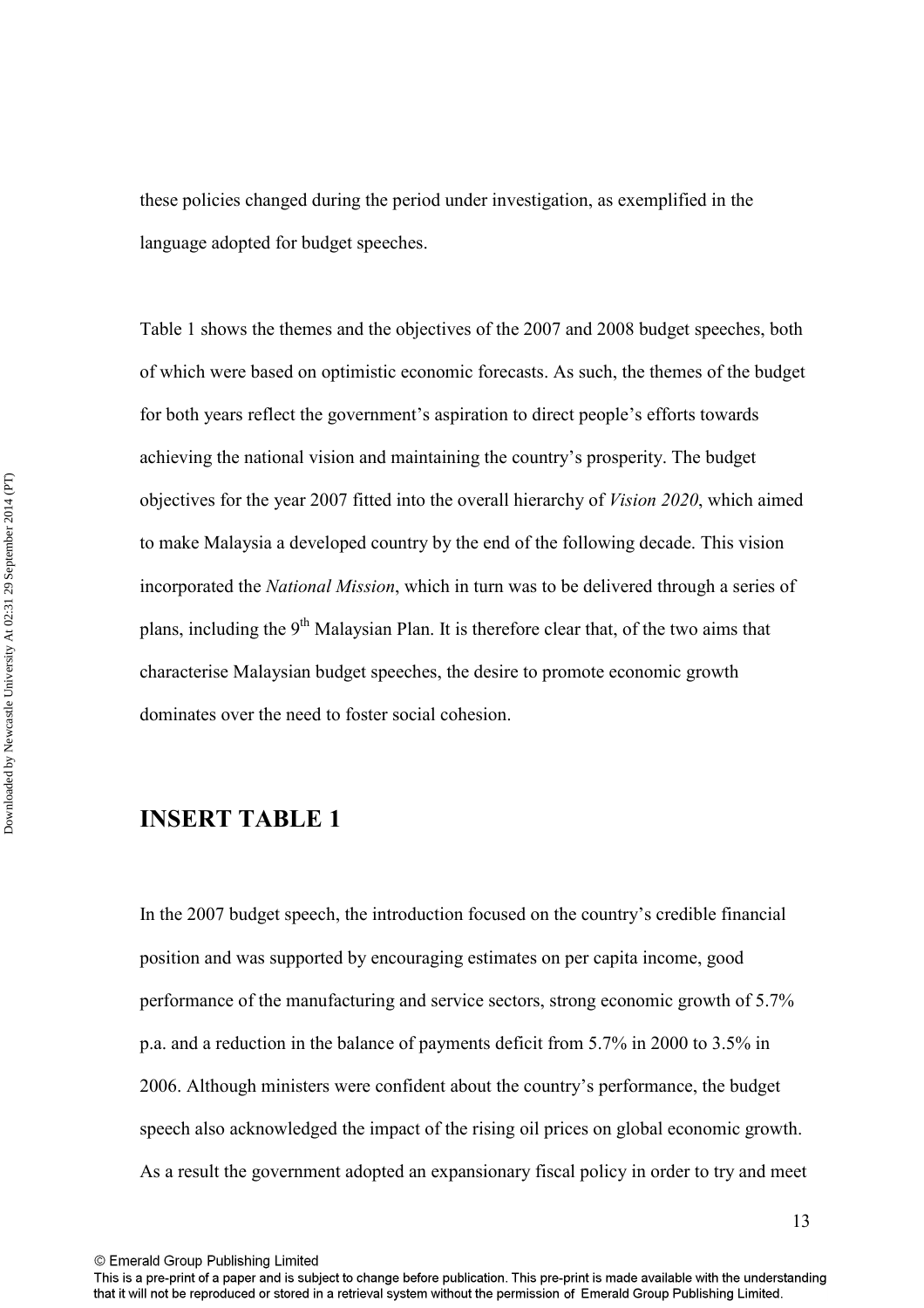these policies changed during the period under investigation, as exemplified in the language adopted for budget speeches.

Table 1 shows the themes and the objectives of the 2007 and 2008 budget speeches, both of which were based on optimistic economic forecasts. As such, the themes of the budget for both years reflect the government's aspiration to direct people's efforts towards achieving the national vision and maintaining the country's prosperity. The budget objectives for the year 2007 fitted into the overall hierarchy of *Vision 2020*, which aimed to make Malaysia a developed country by the end of the following decade. This vision incorporated the *National Mission*, which in turn was to be delivered through a series of plans, including the 9th Malaysian Plan. It is therefore clear that, of the two aims that characterise Malaysian budget speeches, the desire to promote economic growth dominates over the need to foster social cohesion.

## INSERT TABLE 1

In the 2007 budget speech, the introduction focused on the country's credible financial position and was supported by encouraging estimates on per capita income, good performance of the manufacturing and service sectors, strong economic growth of 5.7% p.a. and a reduction in the balance of payments deficit from 5.7% in 2000 to 3.5% in 2006. Although ministers were confident about the country's performance, the budget speech also acknowledged the impact of the rising oil prices on global economic growth. As a result the government adopted an expansionary fiscal policy in order to try and meet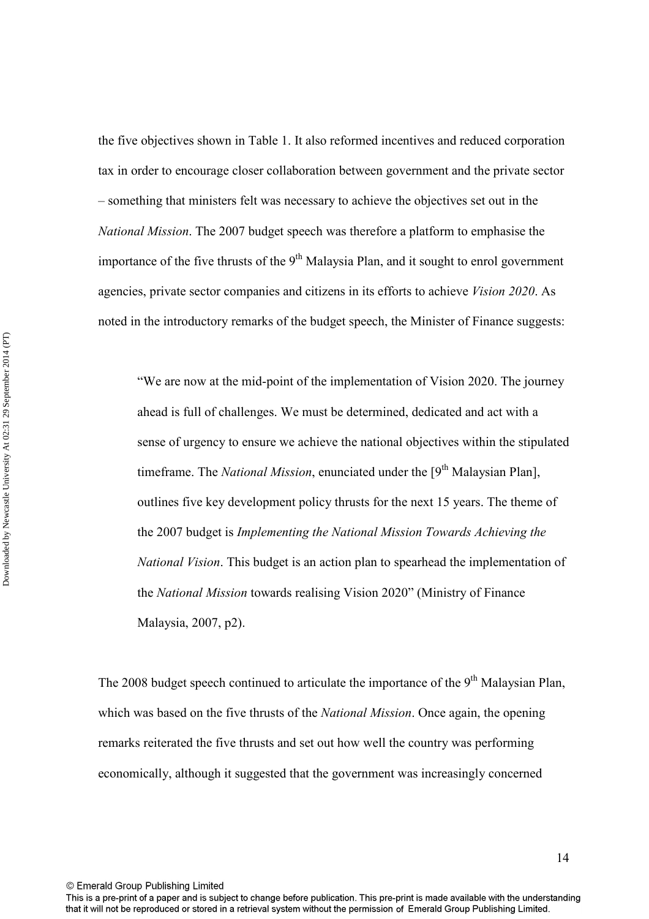the five objectives shown in Table 1. It also reformed incentives and reduced corporation tax in order to encourage closer collaboration between government and the private sector – something that ministers felt was necessary to achieve the objectives set out in the *National Mission*. The 2007 budget speech was therefore a platform to emphasise the importance of the five thrusts of the 9th Malaysia Plan, and it sought to enrol government agencies, private sector companies and citizens in its efforts to achieve *Vision 2020*. As noted in the introductory remarks of the budget speech, the Minister of Finance suggests:

> "We are now at the mid-point of the implementation of Vision 2020. The journey ahead is full of challenges. We must be determined, dedicated and act with a sense of urgency to ensure we achieve the national objectives within the stipulated timeframe. The *National Mission*, enunciated under the [9th Malaysian Plan], outlines five key development policy thrusts for the next 15 years. The theme of the 2007 budget is *Implementing the National Mission Towards Achieving the National Vision*. This budget is an action plan to spearhead the implementation of the *National Mission* towards realising Vision 2020" (Ministry of Finance Malaysia, 2007, p2).

The 2008 budget speech continued to articulate the importance of the 9th Malaysian Plan, which was based on the five thrusts of the *National Mission*. Once again, the opening remarks reiterated the five thrusts and set out how well the country was performing economically, although it suggested that the government was increasingly concerned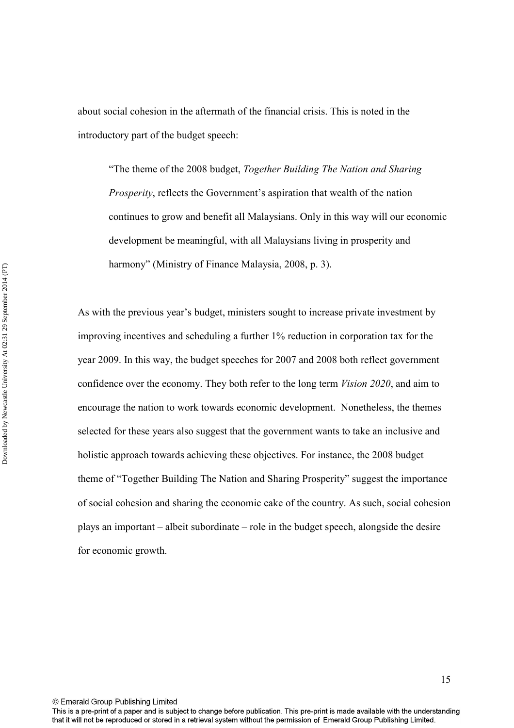about social cohesion in the aftermath of the financial crisis. This is noted in the introductory part of the budget speech:

> "The theme of the 2008 budget, *Together Building The Nation and Sharing Prosperity*, reflects the Government's aspiration that wealth of the nation continues to grow and benefit all Malaysians. Only in this way will our economic development be meaningful, with all Malaysians living in prosperity and harmony" (Ministry of Finance Malaysia, 2008, p. 3).

As with the previous year's budget, ministers sought to increase private investment by improving incentives and scheduling a further 1% reduction in corporation tax for the year 2009. In this way, the budget speeches for 2007 and 2008 both reflect government confidence over the economy. They both refer to the long term *Vision 2020*, and aim to encourage the nation to work towards economic development. Nonetheless, the themes selected for these years also suggest that the government wants to take an inclusive and holistic approach towards achieving these objectives. For instance, the 2008 budget theme of "Together Building The Nation and Sharing Prosperity" suggest the importance of social cohesion and sharing the economic cake of the country. As such, social cohesion plays an important – albeit subordinate – role in the budget speech, alongside the desire for economic growth.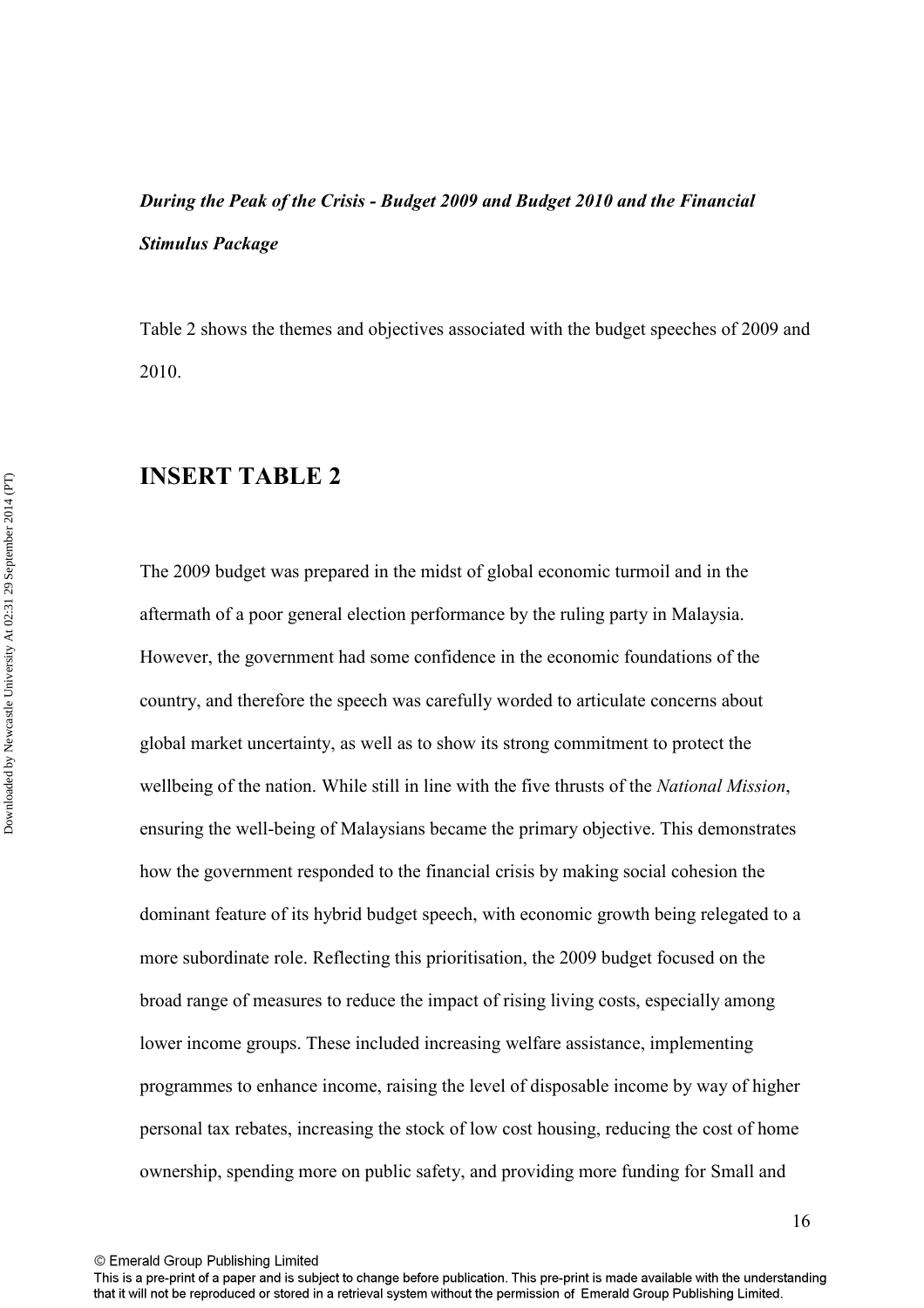***During the Peak of the Crisis - Budget 2009 and Budget 2010 and the Financial Stimulus Package***

Table 2 shows the themes and objectives associated with the budget speeches of 2009 and 2010.

## INSERT TABLE 2

The 2009 budget was prepared in the midst of global economic turmoil and in the aftermath of a poor general election performance by the ruling party in Malaysia. However, the government had some confidence in the economic foundations of the country, and therefore the speech was carefully worded to articulate concerns about global market uncertainty, as well as to show its strong commitment to protect the wellbeing of the nation. While still in line with the five thrusts of the *National Mission*, ensuring the well-being of Malaysians became the primary objective. This demonstrates how the government responded to the financial crisis by making social cohesion the dominant feature of its hybrid budget speech, with economic growth being relegated to a more subordinate role. Reflecting this prioritisation, the 2009 budget focused on the broad range of measures to reduce the impact of rising living costs, especially among lower income groups. These included increasing welfare assistance, implementing programmes to enhance income, raising the level of disposable income by way of higher personal tax rebates, increasing the stock of low cost housing, reducing the cost of home ownership, spending more on public safety, and providing more funding for Small and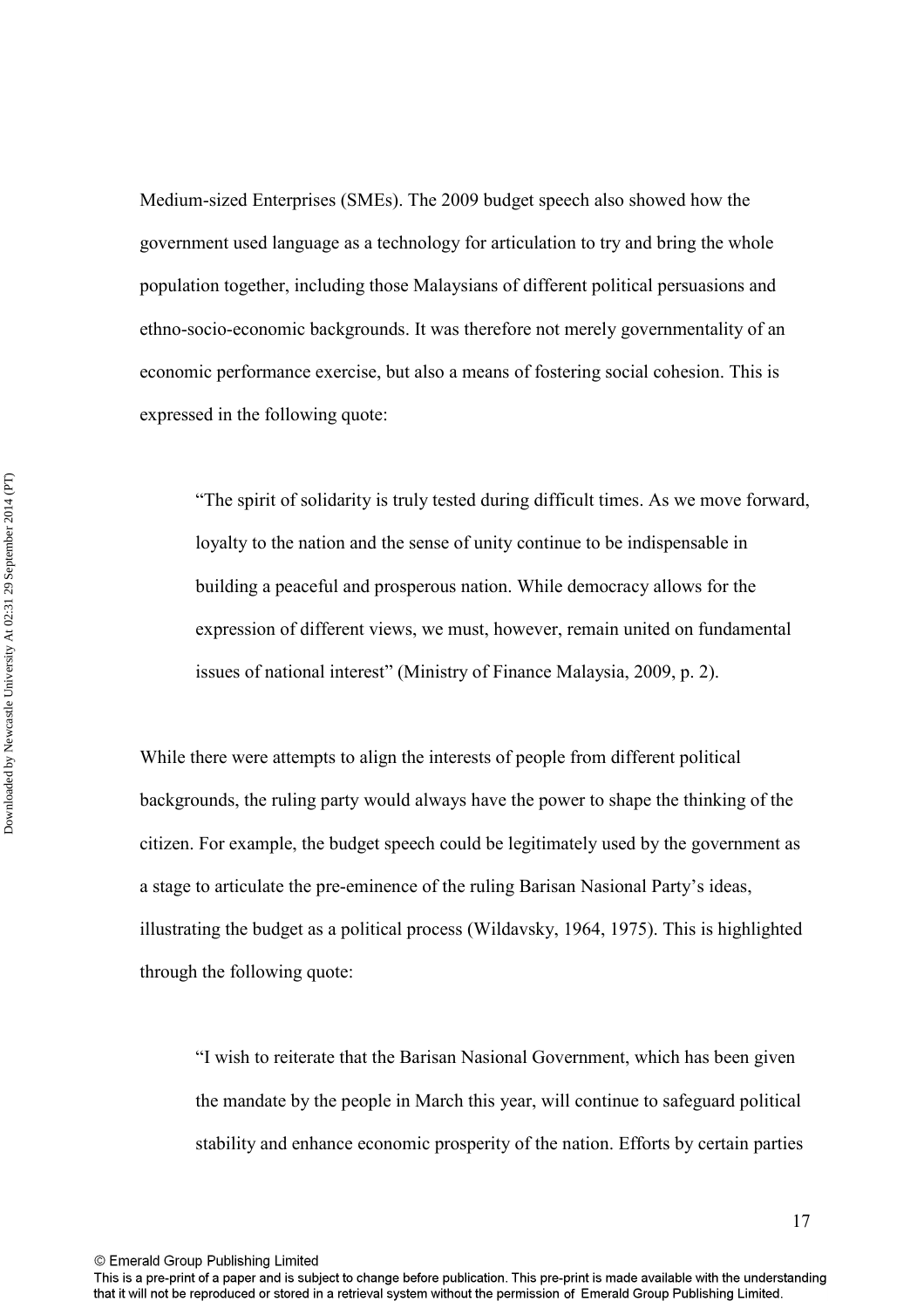Medium-sized Enterprises (SMEs). The 2009 budget speech also showed how the government used language as a technology for articulation to try and bring the whole population together, including those Malaysians of different political persuasions and ethno-socio-economic backgrounds. It was therefore not merely governmentality of an economic performance exercise, but also a means of fostering social cohesion. This is expressed in the following quote:

> "The spirit of solidarity is truly tested during difficult times. As we move forward, loyalty to the nation and the sense of unity continue to be indispensable in building a peaceful and prosperous nation. While democracy allows for the expression of different views, we must, however, remain united on fundamental issues of national interest" (Ministry of Finance Malaysia, 2009, p. 2).

While there were attempts to align the interests of people from different political backgrounds, the ruling party would always have the power to shape the thinking of the citizen. For example, the budget speech could be legitimately used by the government as a stage to articulate the pre-eminence of the ruling Barisan Nasional Party's ideas, illustrating the budget as a political process (Wildavsky, 1964, 1975). This is highlighted through the following quote:

> "I wish to reiterate that the Barisan Nasional Government, which has been given the mandate by the people in March this year, will continue to safeguard political stability and enhance economic prosperity of the nation. Efforts by certain parties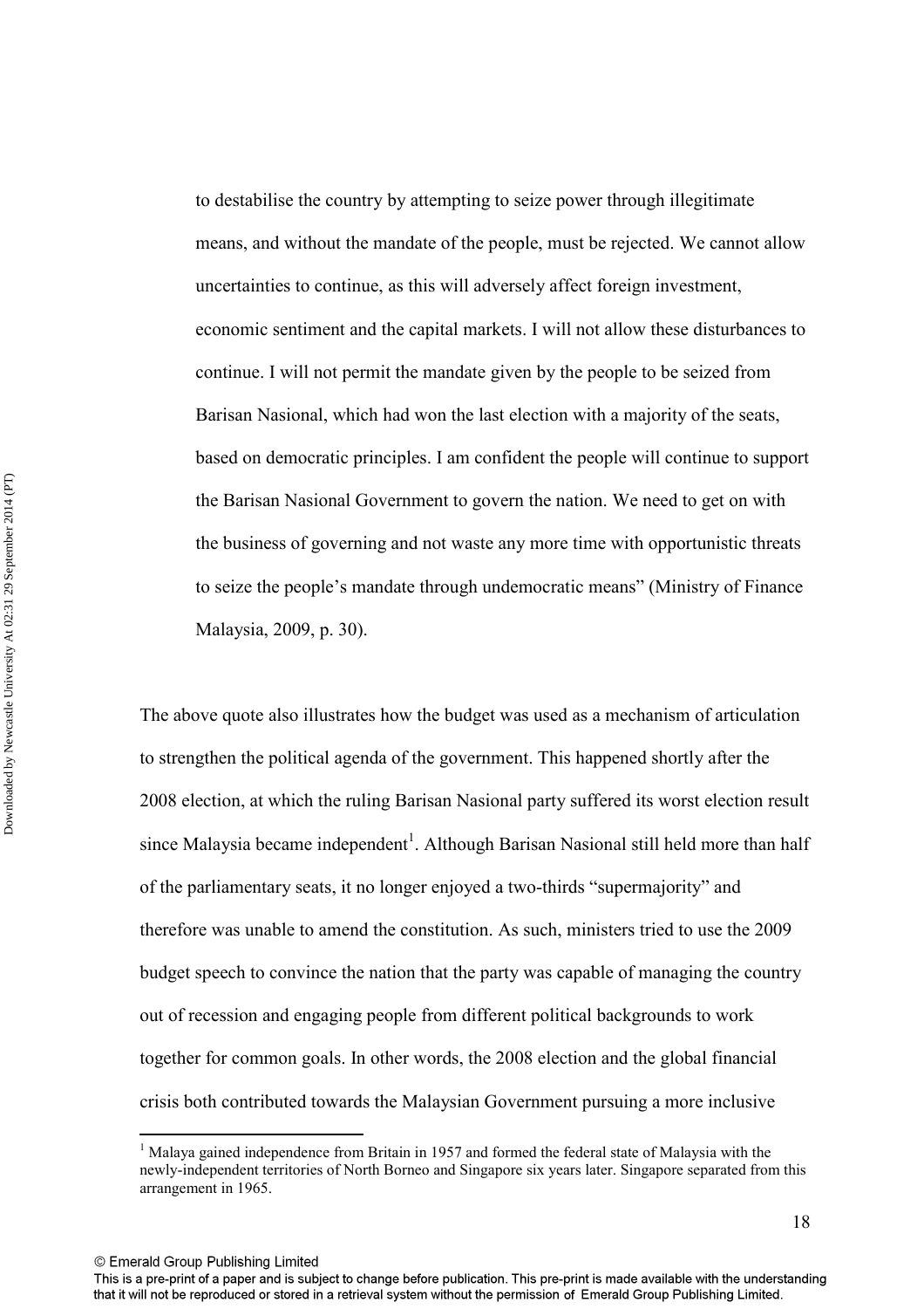> to destabilise the country by attempting to seize power through illegitimate means, and without the mandate of the people, must be rejected. We cannot allow uncertainties to continue, as this will adversely affect foreign investment, economic sentiment and the capital markets. I will not allow these disturbances to continue. I will not permit the mandate given by the people to be seized from Barisan Nasional, which had won the last election with a majority of the seats, based on democratic principles. I am confident the people will continue to support the Barisan Nasional Government to govern the nation. We need to get on with the business of governing and not waste any more time with opportunistic threats to seize the people's mandate through undemocratic means" (Ministry of Finance Malaysia, 2009, p. 30).

The above quote also illustrates how the budget was used as a mechanism of articulation to strengthen the political agenda of the government. This happened shortly after the 2008 election, at which the ruling Barisan Nasional party suffered its worst election result since Malaysia became independent[1]. Although Barisan Nasional still held more than half of the parliamentary seats, it no longer enjoyed a two-thirds "supermajority" and therefore was unable to amend the constitution. As such, ministers tried to use the 2009 budget speech to convince the nation that the party was capable of managing the country out of recession and engaging people from different political backgrounds to work together for common goals. In other words, the 2008 election and the global financial crisis both contributed towards the Malaysian Government pursuing a more inclusive

[1] Malaya gained independence from Britain in 1957 and formed the federal state of Malaysia with the newly-independent territories of North Borneo and Singapore six years later. Singapore separated from this arrangement in 1965.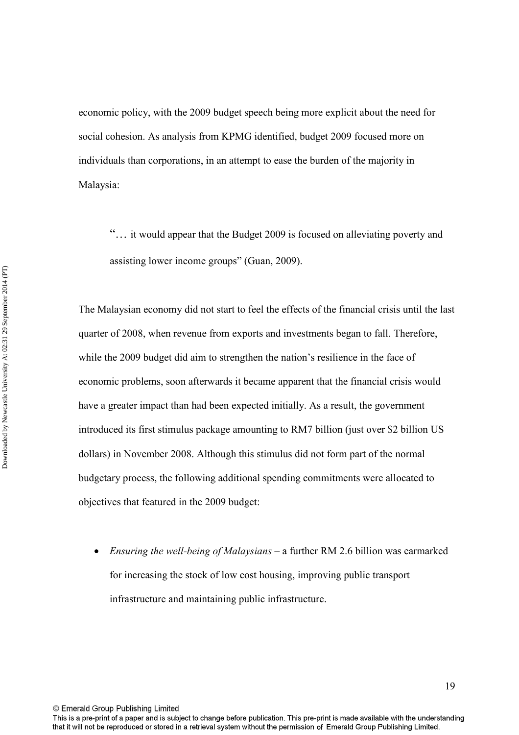economic policy, with the 2009 budget speech being more explicit about the need for social cohesion. As analysis from KPMG identified, budget 2009 focused more on individuals than corporations, in an attempt to ease the burden of the majority in Malaysia:

> "… it would appear that the Budget 2009 is focused on alleviating poverty and assisting lower income groups" (Guan, 2009).

The Malaysian economy did not start to feel the effects of the financial crisis until the last quarter of 2008, when revenue from exports and investments began to fall. Therefore, while the 2009 budget did aim to strengthen the nation's resilience in the face of economic problems, soon afterwards it became apparent that the financial crisis would have a greater impact than had been expected initially. As a result, the government introduced its first stimulus package amounting to RM7 billion (just over $2 billion US dollars) in November 2008. Although this stimulus did not form part of the normal budgetary process, the following additional spending commitments were allocated to objectives that featured in the 2009 budget:

- *Ensuring the well-being of Malaysians* – a further RM 2.6 billion was earmarked for increasing the stock of low cost housing, improving public transport infrastructure and maintaining public infrastructure.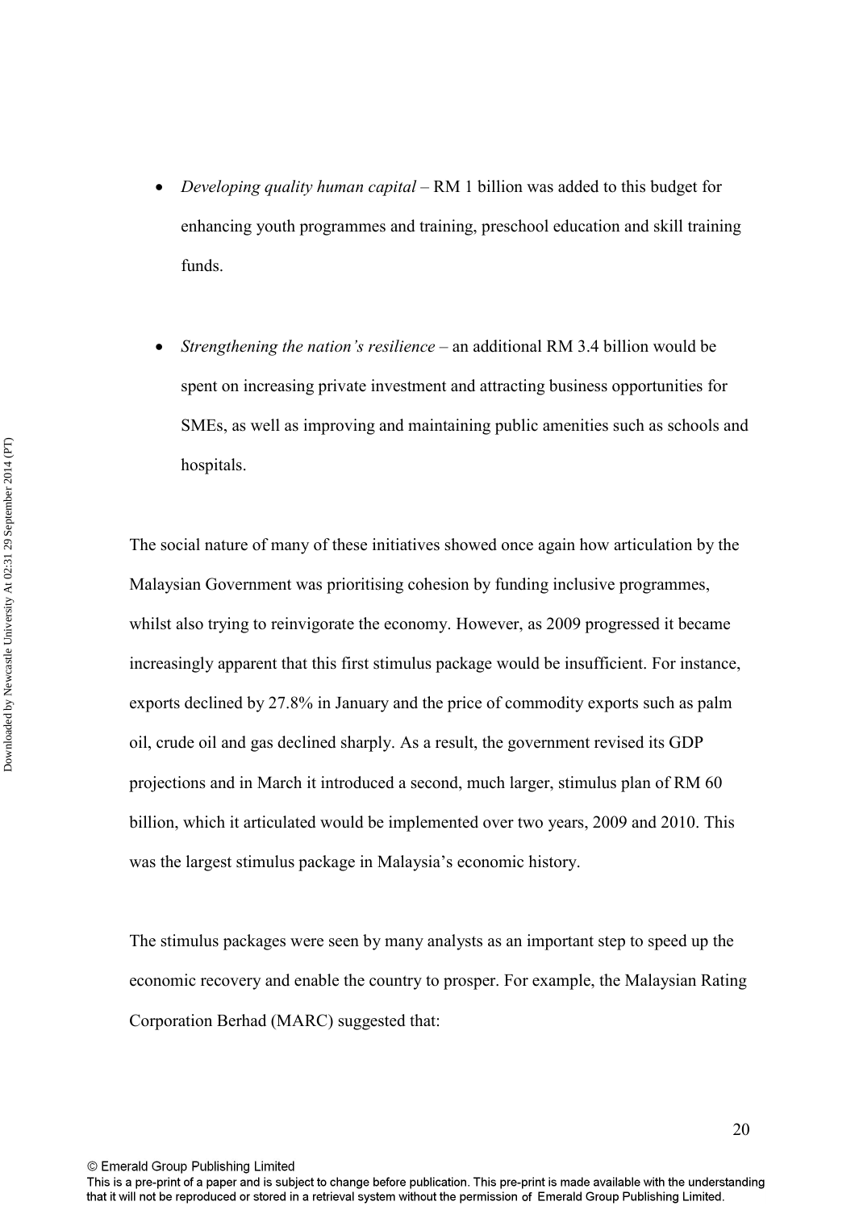- *Developing quality human capital* – RM 1 billion was added to this budget for enhancing youth programmes and training, preschool education and skill training funds.

- *Strengthening the nation's resilience* – an additional RM 3.4 billion would be spent on increasing private investment and attracting business opportunities for SMEs, as well as improving and maintaining public amenities such as schools and hospitals.

The social nature of many of these initiatives showed once again how articulation by the Malaysian Government was prioritising cohesion by funding inclusive programmes, whilst also trying to reinvigorate the economy. However, as 2009 progressed it became increasingly apparent that this first stimulus package would be insufficient. For instance, exports declined by 27.8% in January and the price of commodity exports such as palm oil, crude oil and gas declined sharply. As a result, the government revised its GDP projections and in March it introduced a second, much larger, stimulus plan of RM 60 billion, which it articulated would be implemented over two years, 2009 and 2010. This was the largest stimulus package in Malaysia's economic history.

The stimulus packages were seen by many analysts as an important step to speed up the economic recovery and enable the country to prosper. For example, the Malaysian Rating Corporation Berhad (MARC) suggested that: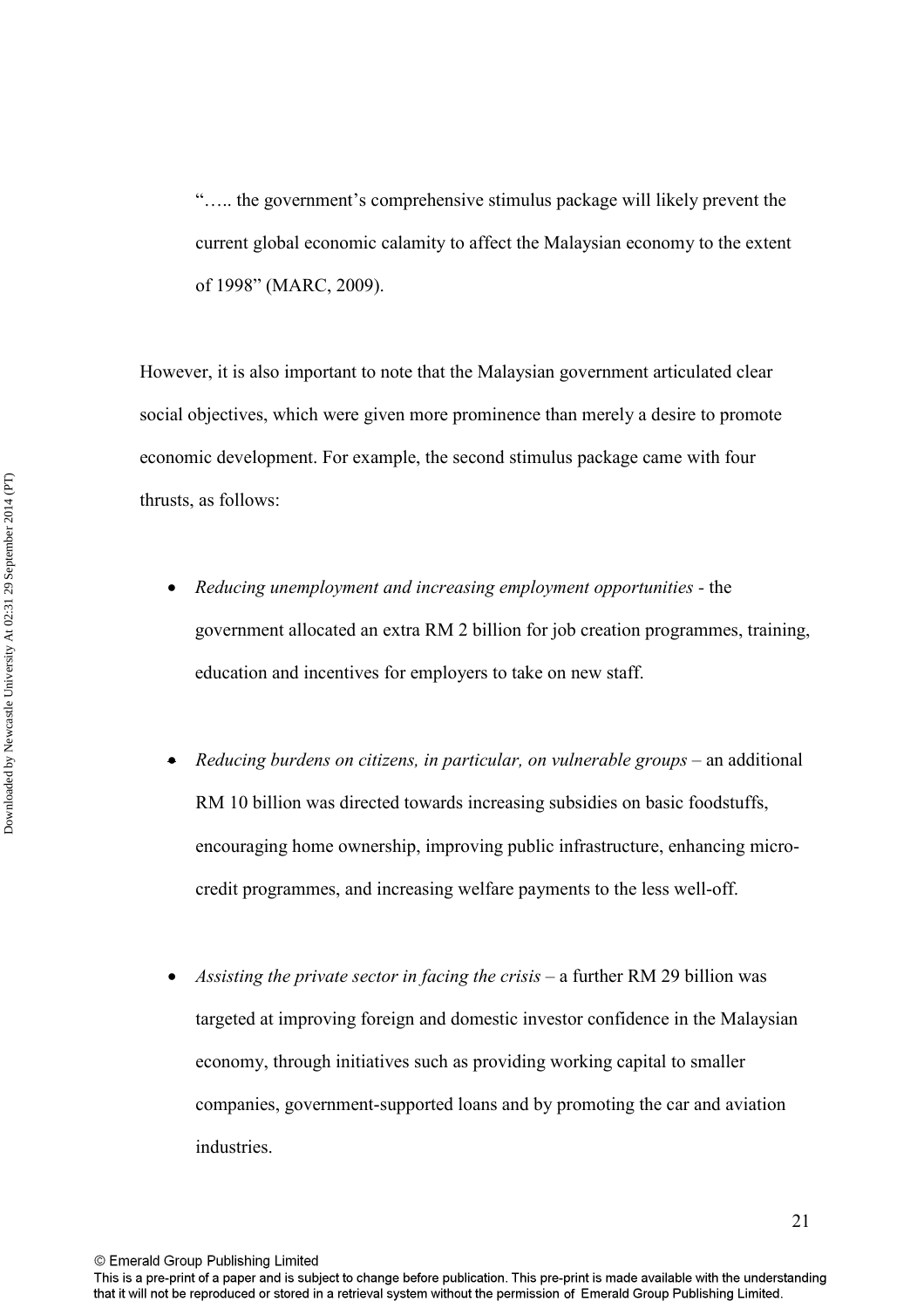> "….. the government's comprehensive stimulus package will likely prevent the current global economic calamity to affect the Malaysian economy to the extent of 1998" (MARC, 2009).

However, it is also important to note that the Malaysian government articulated clear social objectives, which were given more prominence than merely a desire to promote economic development. For example, the second stimulus package came with four thrusts, as follows:

- *Reducing unemployment and increasing employment opportunities* - the government allocated an extra RM 2 billion for job creation programmes, training, education and incentives for employers to take on new staff.

- *Reducing burdens on citizens, in particular, on vulnerable groups* – an additional RM 10 billion was directed towards increasing subsidies on basic foodstuffs, encouraging home ownership, improving public infrastructure, enhancing micro-credit programmes, and increasing welfare payments to the less well-off.

- *Assisting the private sector in facing the crisis* – a further RM 29 billion was targeted at improving foreign and domestic investor confidence in the Malaysian economy, through initiatives such as providing working capital to smaller companies, government-supported loans and by promoting the car and aviation industries.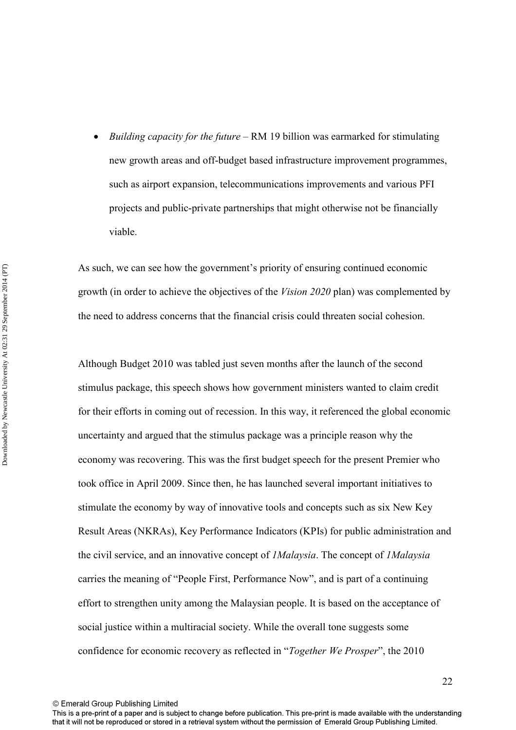- *Building capacity for the future* – RM 19 billion was earmarked for stimulating new growth areas and off-budget based infrastructure improvement programmes, such as airport expansion, telecommunications improvements and various PFI projects and public-private partnerships that might otherwise not be financially viable.

As such, we can see how the government's priority of ensuring continued economic growth (in order to achieve the objectives of the *Vision 2020* plan) was complemented by the need to address concerns that the financial crisis could threaten social cohesion.

Although Budget 2010 was tabled just seven months after the launch of the second stimulus package, this speech shows how government ministers wanted to claim credit for their efforts in coming out of recession. In this way, it referenced the global economic uncertainty and argued that the stimulus package was a principle reason why the economy was recovering. This was the first budget speech for the present Premier who took office in April 2009. Since then, he has launched several important initiatives to stimulate the economy by way of innovative tools and concepts such as six New Key Result Areas (NKRAs), Key Performance Indicators (KPIs) for public administration and the civil service, and an innovative concept of *1Malaysia*. The concept of *1Malaysia* carries the meaning of "People First, Performance Now", and is part of a continuing effort to strengthen unity among the Malaysian people. It is based on the acceptance of social justice within a multiracial society. While the overall tone suggests some confidence for economic recovery as reflected in "*Together We Prosper*", the 2010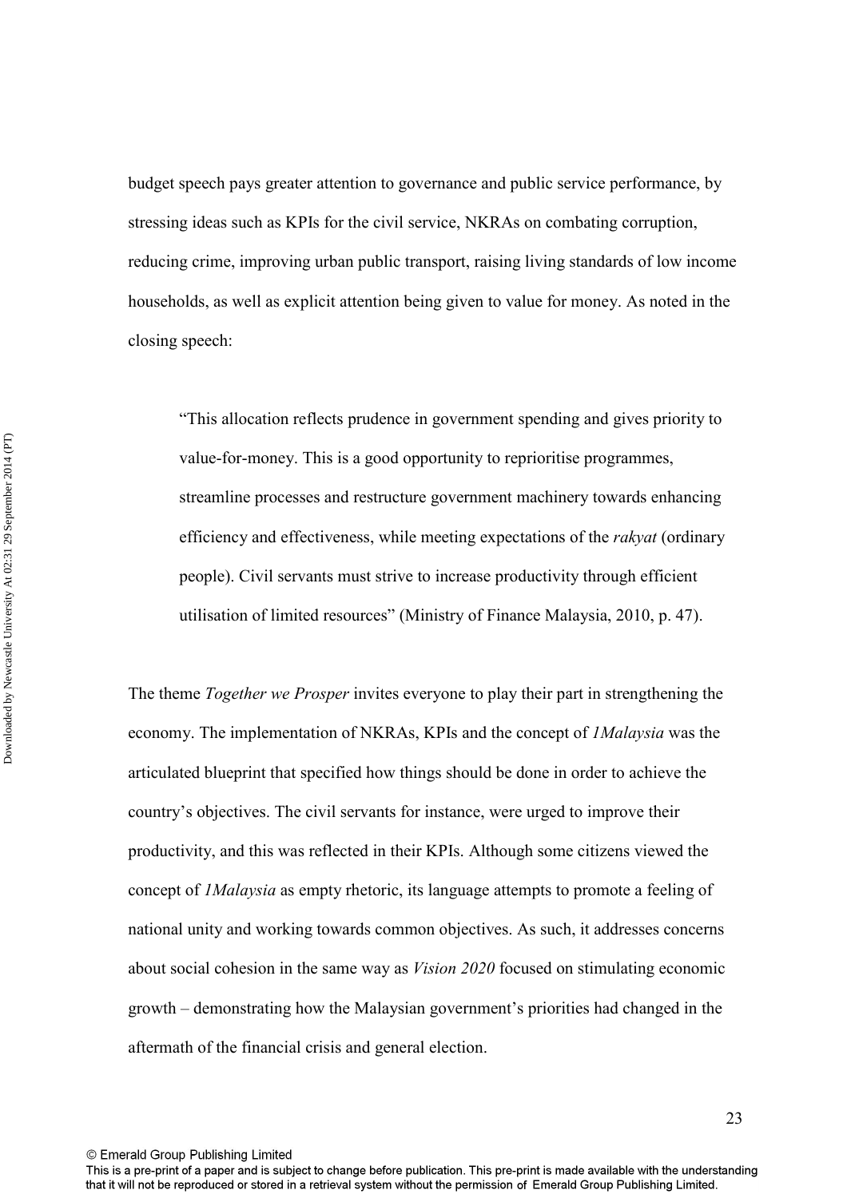budget speech pays greater attention to governance and public service performance, by stressing ideas such as KPIs for the civil service, NKRAs on combating corruption, reducing crime, improving urban public transport, raising living standards of low income households, as well as explicit attention being given to value for money. As noted in the closing speech:

> "This allocation reflects prudence in government spending and gives priority to value-for-money. This is a good opportunity to reprioritise programmes, streamline processes and restructure government machinery towards enhancing efficiency and effectiveness, while meeting expectations of the *rakyat* (ordinary people). Civil servants must strive to increase productivity through efficient utilisation of limited resources" (Ministry of Finance Malaysia, 2010, p. 47).

The theme *Together we Prosper* invites everyone to play their part in strengthening the economy. The implementation of NKRAs, KPIs and the concept of *1Malaysia* was the articulated blueprint that specified how things should be done in order to achieve the country's objectives. The civil servants for instance, were urged to improve their productivity, and this was reflected in their KPIs. Although some citizens viewed the concept of *1Malaysia* as empty rhetoric, its language attempts to promote a feeling of national unity and working towards common objectives. As such, it addresses concerns about social cohesion in the same way as *Vision 2020* focused on stimulating economic growth – demonstrating how the Malaysian government's priorities had changed in the aftermath of the financial crisis and general election.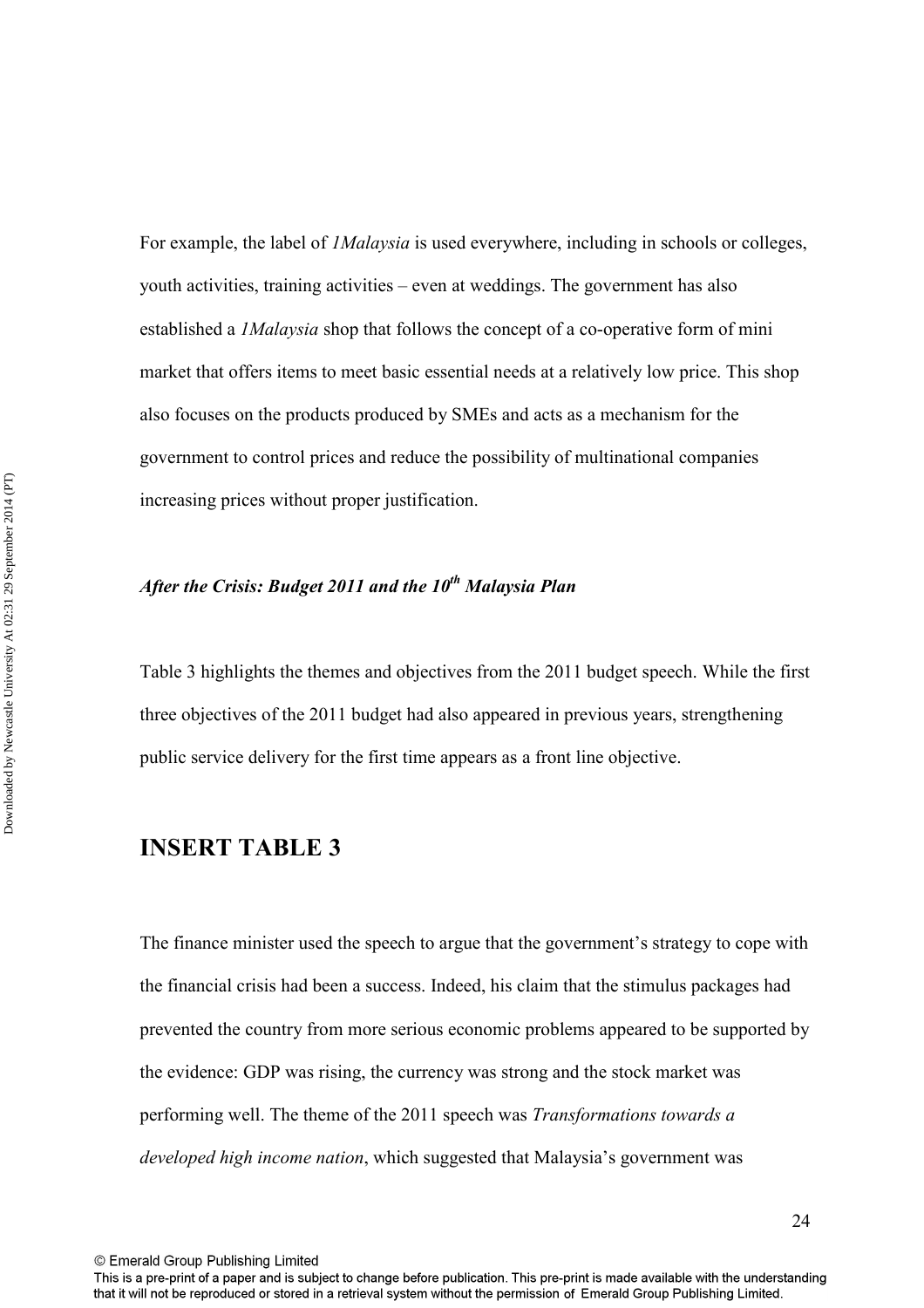For example, the label of *1Malaysia* is used everywhere, including in schools or colleges, youth activities, training activities – even at weddings. The government has also established a *1Malaysia* shop that follows the concept of a co-operative form of mini market that offers items to meet basic essential needs at a relatively low price. This shop also focuses on the products produced by SMEs and acts as a mechanism for the government to control prices and reduce the possibility of multinational companies increasing prices without proper justification.

### *After the Crisis: Budget 2011 and the 10th Malaysia Plan*

Table 3 highlights the themes and objectives from the 2011 budget speech. While the first three objectives of the 2011 budget had also appeared in previous years, strengthening public service delivery for the first time appears as a front line objective.

## INSERT TABLE 3

The finance minister used the speech to argue that the government's strategy to cope with the financial crisis had been a success. Indeed, his claim that the stimulus packages had prevented the country from more serious economic problems appeared to be supported by the evidence: GDP was rising, the currency was strong and the stock market was performing well. The theme of the 2011 speech was *Transformations towards a developed high income nation*, which suggested that Malaysia's government was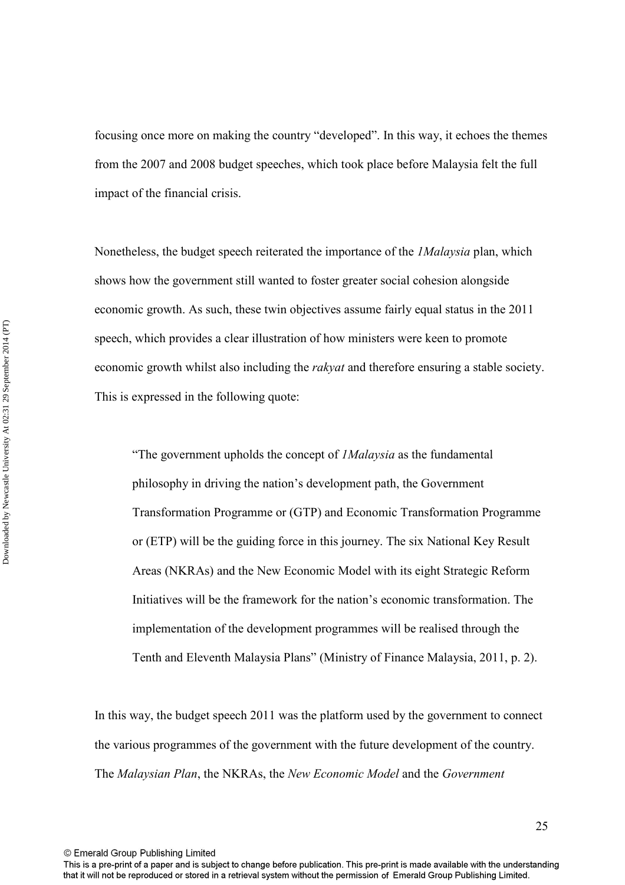focusing once more on making the country "developed". In this way, it echoes the themes from the 2007 and 2008 budget speeches, which took place before Malaysia felt the full impact of the financial crisis.

Nonetheless, the budget speech reiterated the importance of the *1Malaysia* plan, which shows how the government still wanted to foster greater social cohesion alongside economic growth. As such, these twin objectives assume fairly equal status in the 2011 speech, which provides a clear illustration of how ministers were keen to promote economic growth whilst also including the *rakyat* and therefore ensuring a stable society. This is expressed in the following quote:

> "The government upholds the concept of *1Malaysia* as the fundamental philosophy in driving the nation's development path, the Government Transformation Programme or (GTP) and Economic Transformation Programme or (ETP) will be the guiding force in this journey. The six National Key Result Areas (NKRAs) and the New Economic Model with its eight Strategic Reform Initiatives will be the framework for the nation's economic transformation. The implementation of the development programmes will be realised through the Tenth and Eleventh Malaysia Plans" (Ministry of Finance Malaysia, 2011, p. 2).

In this way, the budget speech 2011 was the platform used by the government to connect the various programmes of the government with the future development of the country. The *Malaysian Plan*, the NKRAs, the *New Economic Model* and the *Government*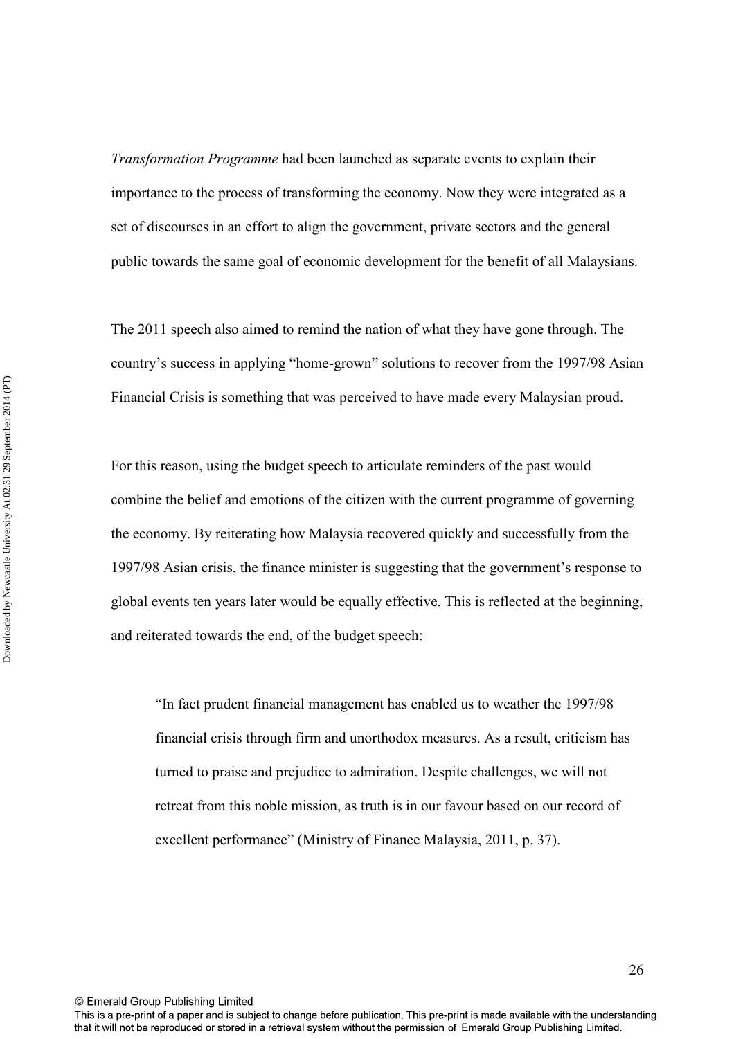*Transformation Programme* had been launched as separate events to explain their importance to the process of transforming the economy. Now they were integrated as a set of discourses in an effort to align the government, private sectors and the general public towards the same goal of economic development for the benefit of all Malaysians.

The 2011 speech also aimed to remind the nation of what they have gone through. The country's success in applying "home-grown" solutions to recover from the 1997/98 Asian Financial Crisis is something that was perceived to have made every Malaysian proud.

For this reason, using the budget speech to articulate reminders of the past would combine the belief and emotions of the citizen with the current programme of governing the economy. By reiterating how Malaysia recovered quickly and successfully from the 1997/98 Asian crisis, the finance minister is suggesting that the government's response to global events ten years later would be equally effective. This is reflected at the beginning, and reiterated towards the end, of the budget speech:

> "In fact prudent financial management has enabled us to weather the 1997/98 financial crisis through firm and unorthodox measures. As a result, criticism has turned to praise and prejudice to admiration. Despite challenges, we will not retreat from this noble mission, as truth is in our favour based on our record of excellent performance" (Ministry of Finance Malaysia, 2011, p. 37).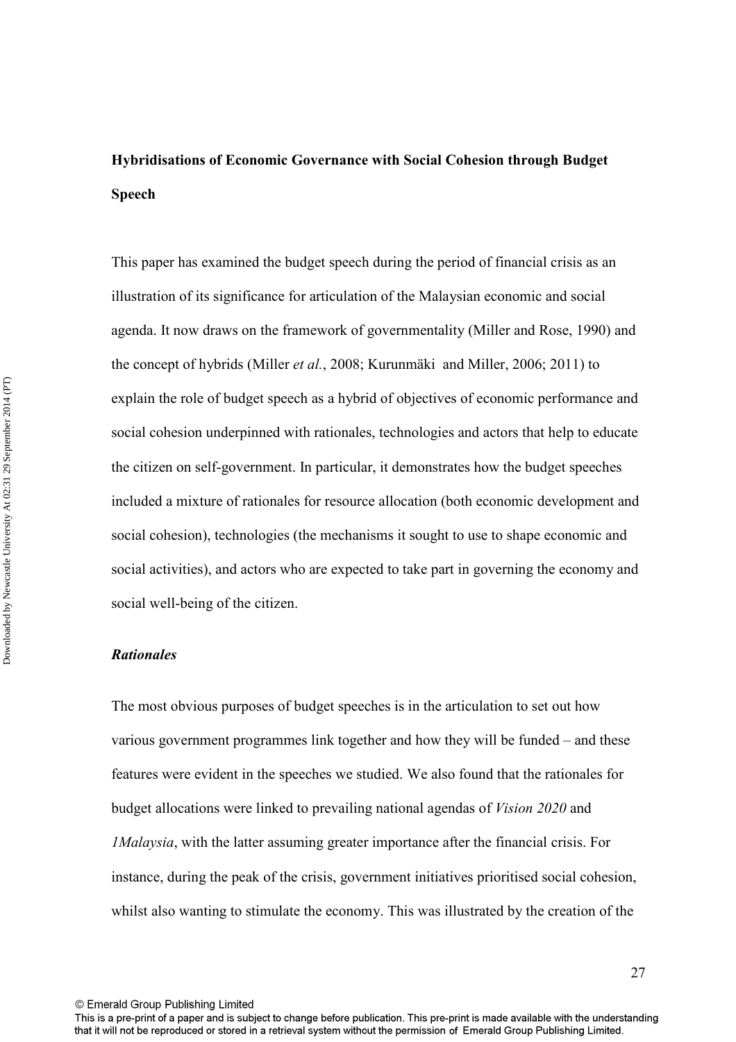## Hybridisations of Economic Governance with Social Cohesion through Budget Speech

This paper has examined the budget speech during the period of financial crisis as an illustration of its significance for articulation of the Malaysian economic and social agenda. It now draws on the framework of governmentality (Miller and Rose, 1990) and the concept of hybrids (Miller *et al.*, 2008; Kurunmäki and Miller, 2006; 2011) to explain the role of budget speech as a hybrid of objectives of economic performance and social cohesion underpinned with rationales, technologies and actors that help to educate the citizen on self-government. In particular, it demonstrates how the budget speeches included a mixture of rationales for resource allocation (both economic development and social cohesion), technologies (the mechanisms it sought to use to shape economic and social activities), and actors who are expected to take part in governing the economy and social well-being of the citizen.

### *Rationales*

The most obvious purposes of budget speeches is in the articulation to set out how various government programmes link together and how they will be funded – and these features were evident in the speeches we studied. We also found that the rationales for budget allocations were linked to prevailing national agendas of *Vision 2020* and *1Malaysia*, with the latter assuming greater importance after the financial crisis. For instance, during the peak of the crisis, government initiatives prioritised social cohesion, whilst also wanting to stimulate the economy. This was illustrated by the creation of the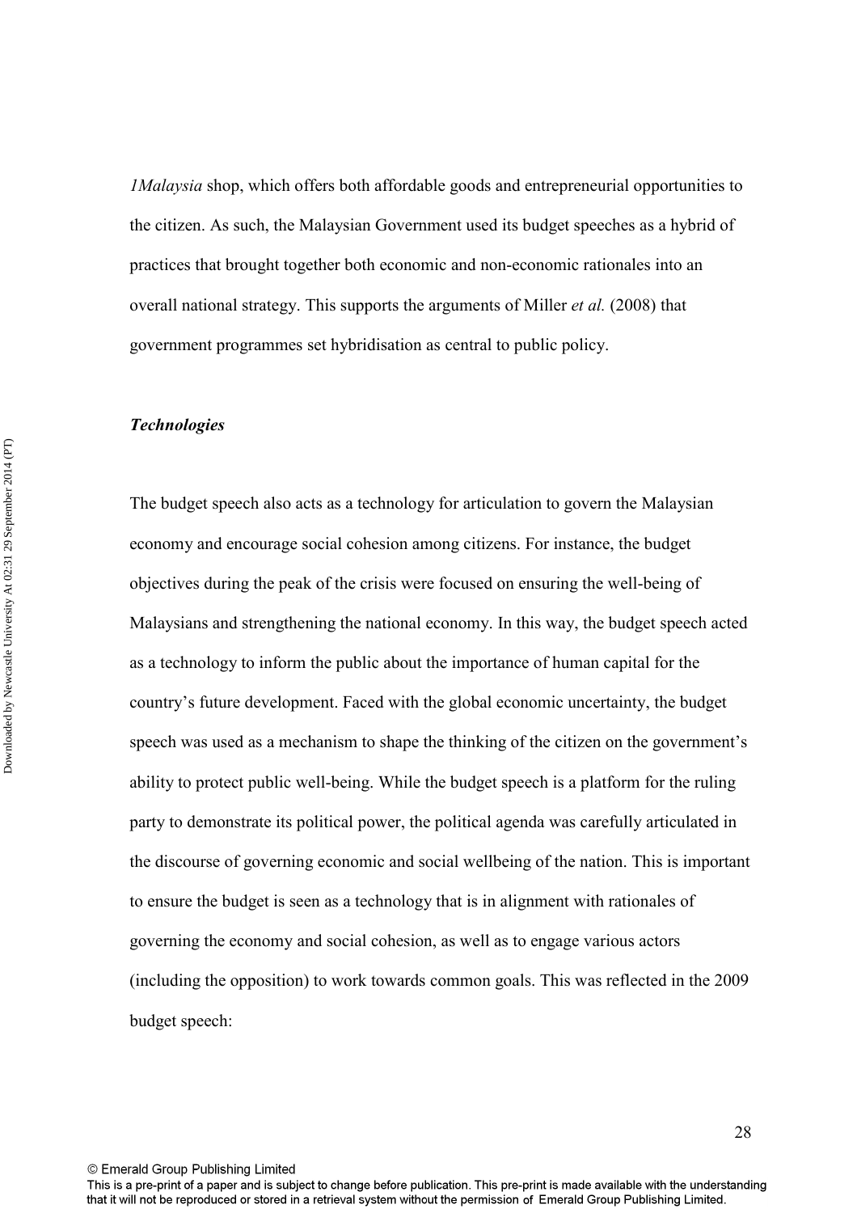*1Malaysia* shop, which offers both affordable goods and entrepreneurial opportunities to the citizen. As such, the Malaysian Government used its budget speeches as a hybrid of practices that brought together both economic and non-economic rationales into an overall national strategy. This supports the arguments of Miller *et al.* (2008) that government programmes set hybridisation as central to public policy.

### *Technologies*

The budget speech also acts as a technology for articulation to govern the Malaysian economy and encourage social cohesion among citizens. For instance, the budget objectives during the peak of the crisis were focused on ensuring the well-being of Malaysians and strengthening the national economy. In this way, the budget speech acted as a technology to inform the public about the importance of human capital for the country's future development. Faced with the global economic uncertainty, the budget speech was used as a mechanism to shape the thinking of the citizen on the government's ability to protect public well-being. While the budget speech is a platform for the ruling party to demonstrate its political power, the political agenda was carefully articulated in the discourse of governing economic and social wellbeing of the nation. This is important to ensure the budget is seen as a technology that is in alignment with rationales of governing the economy and social cohesion, as well as to engage various actors (including the opposition) to work towards common goals. This was reflected in the 2009 budget speech: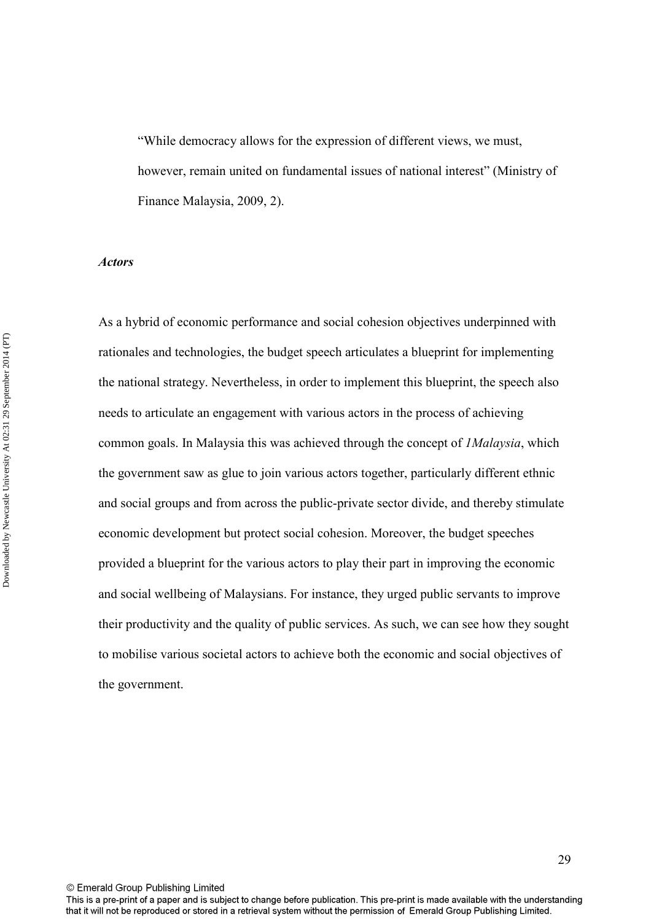> "While democracy allows for the expression of different views, we must, however, remain united on fundamental issues of national interest" (Ministry of Finance Malaysia, 2009, 2).

***Actors***

As a hybrid of economic performance and social cohesion objectives underpinned with rationales and technologies, the budget speech articulates a blueprint for implementing the national strategy. Nevertheless, in order to implement this blueprint, the speech also needs to articulate an engagement with various actors in the process of achieving common goals. In Malaysia this was achieved through the concept of *1Malaysia*, which the government saw as glue to join various actors together, particularly different ethnic and social groups and from across the public-private sector divide, and thereby stimulate economic development but protect social cohesion. Moreover, the budget speeches provided a blueprint for the various actors to play their part in improving the economic and social wellbeing of Malaysians. For instance, they urged public servants to improve their productivity and the quality of public services. As such, we can see how they sought to mobilise various societal actors to achieve both the economic and social objectives of the government.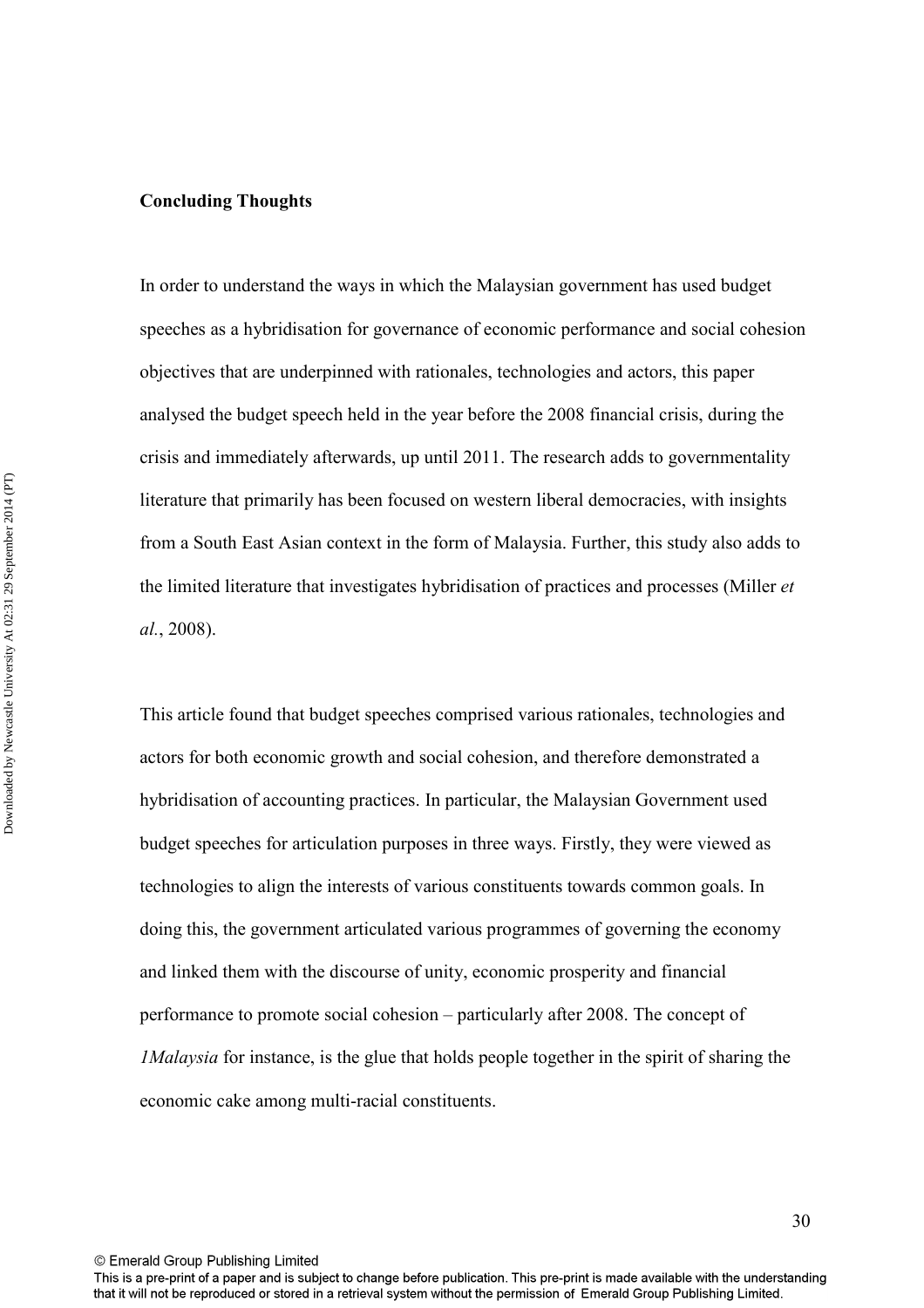**Concluding Thoughts**

In order to understand the ways in which the Malaysian government has used budget speeches as a hybridisation for governance of economic performance and social cohesion objectives that are underpinned with rationales, technologies and actors, this paper analysed the budget speech held in the year before the 2008 financial crisis, during the crisis and immediately afterwards, up until 2011. The research adds to governmentality literature that primarily has been focused on western liberal democracies, with insights from a South East Asian context in the form of Malaysia. Further, this study also adds to the limited literature that investigates hybridisation of practices and processes (Miller *et al.*, 2008).

This article found that budget speeches comprised various rationales, technologies and actors for both economic growth and social cohesion, and therefore demonstrated a hybridisation of accounting practices. In particular, the Malaysian Government used budget speeches for articulation purposes in three ways. Firstly, they were viewed as technologies to align the interests of various constituents towards common goals. In doing this, the government articulated various programmes of governing the economy and linked them with the discourse of unity, economic prosperity and financial performance to promote social cohesion – particularly after 2008. The concept of *1Malaysia* for instance, is the glue that holds people together in the spirit of sharing the economic cake among multi-racial constituents.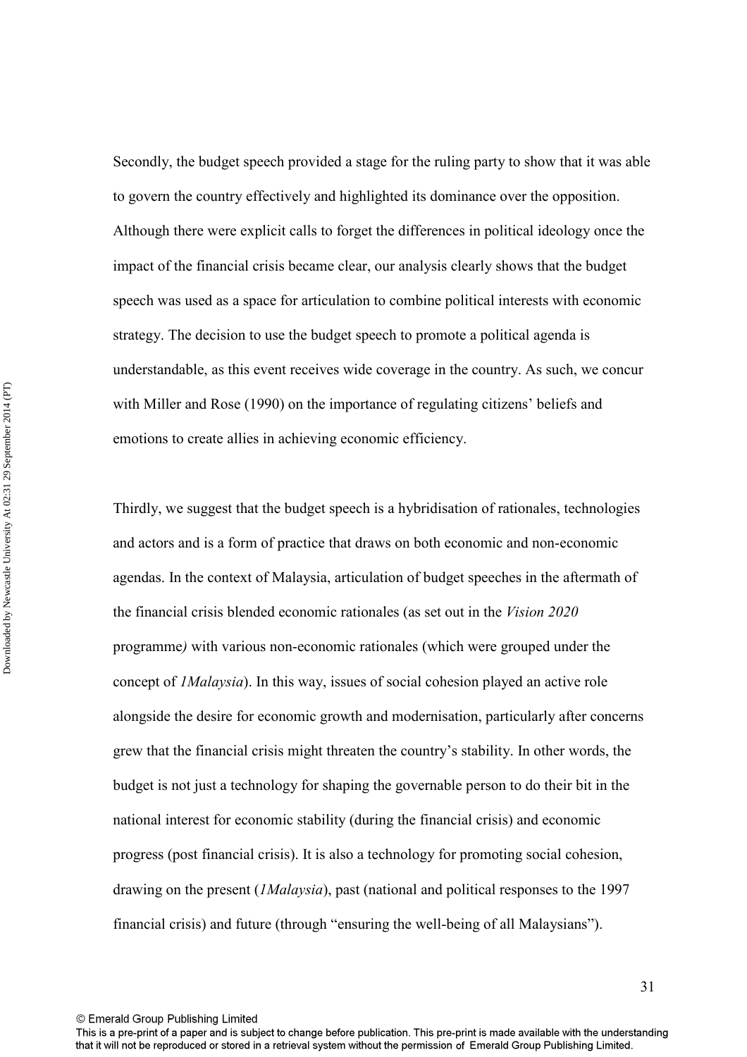Secondly, the budget speech provided a stage for the ruling party to show that it was able to govern the country effectively and highlighted its dominance over the opposition. Although there were explicit calls to forget the differences in political ideology once the impact of the financial crisis became clear, our analysis clearly shows that the budget speech was used as a space for articulation to combine political interests with economic strategy. The decision to use the budget speech to promote a political agenda is understandable, as this event receives wide coverage in the country. As such, we concur with Miller and Rose (1990) on the importance of regulating citizens' beliefs and emotions to create allies in achieving economic efficiency.

Thirdly, we suggest that the budget speech is a hybridisation of rationales, technologies and actors and is a form of practice that draws on both economic and non-economic agendas. In the context of Malaysia, articulation of budget speeches in the aftermath of the financial crisis blended economic rationales (as set out in the *Vision 2020* programme*)* with various non-economic rationales (which were grouped under the concept of *1Malaysia*). In this way, issues of social cohesion played an active role alongside the desire for economic growth and modernisation, particularly after concerns grew that the financial crisis might threaten the country's stability. In other words, the budget is not just a technology for shaping the governable person to do their bit in the national interest for economic stability (during the financial crisis) and economic progress (post financial crisis). It is also a technology for promoting social cohesion, drawing on the present (*1Malaysia*), past (national and political responses to the 1997 financial crisis) and future (through "ensuring the well-being of all Malaysians").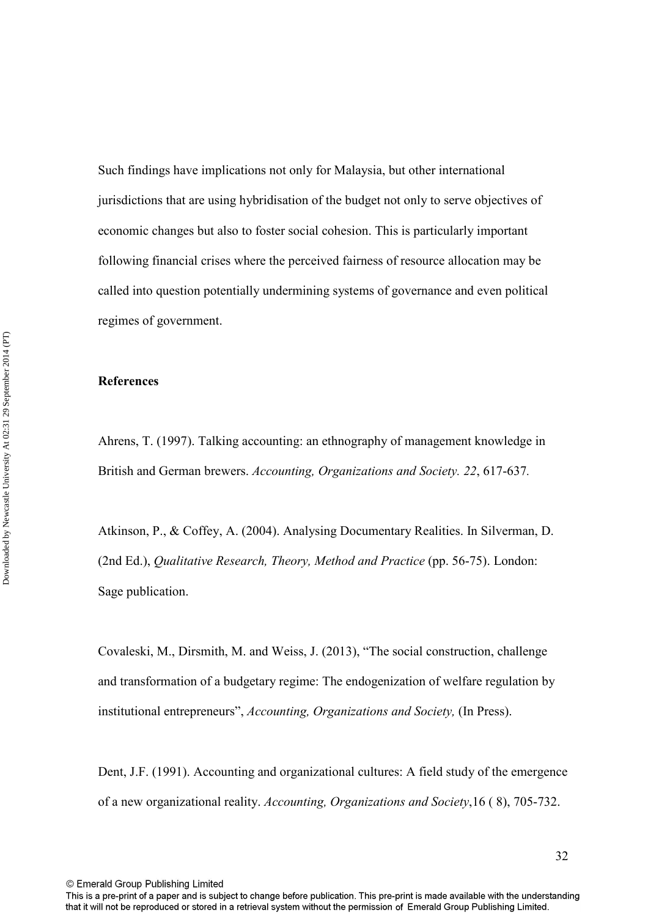Such findings have implications not only for Malaysia, but other international jurisdictions that are using hybridisation of the budget not only to serve objectives of economic changes but also to foster social cohesion. This is particularly important following financial crises where the perceived fairness of resource allocation may be called into question potentially undermining systems of governance and even political regimes of government.

**References**

Ahrens, T. (1997). Talking accounting: an ethnography of management knowledge in British and German brewers. *Accounting, Organizations and Society. 22*, 617-637*.*

Atkinson, P., & Coffey, A. (2004). Analysing Documentary Realities. In Silverman, D. (2nd Ed.), *Qualitative Research, Theory, Method and Practice* (pp. 56-75). London: Sage publication.

Covaleski, M., Dirsmith, M. and Weiss, J. (2013), "The social construction, challenge and transformation of a budgetary regime: The endogenization of welfare regulation by institutional entrepreneurs", *Accounting, Organizations and Society,* (In Press).

Dent, J.F. (1991). Accounting and organizational cultures: A field study of the emergence of a new organizational reality. *Accounting, Organizations and Society*,16 ( 8), 705-732.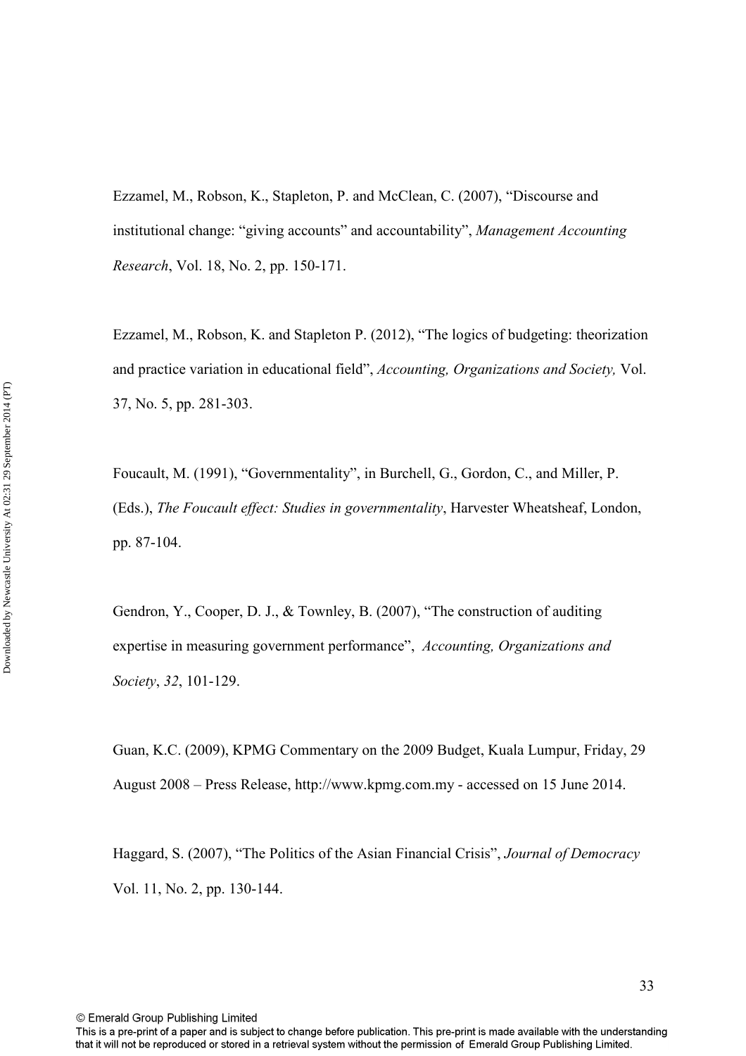Ezzamel, M., Robson, K., Stapleton, P. and McClean, C. (2007), "Discourse and institutional change: "giving accounts" and accountability", *Management Accounting Research*, Vol. 18, No. 2, pp. 150-171.

Ezzamel, M., Robson, K. and Stapleton P. (2012), "The logics of budgeting: theorization and practice variation in educational field", *Accounting, Organizations and Society,* Vol. 37, No. 5, pp. 281-303.

Foucault, M. (1991), "Governmentality", in Burchell, G., Gordon, C., and Miller, P. (Eds.), *The Foucault effect: Studies in governmentality*, Harvester Wheatsheaf, London, pp. 87-104.

Gendron, Y., Cooper, D. J., & Townley, B. (2007), "The construction of auditing expertise in measuring government performance", *Accounting, Organizations and Society*, *32*, 101-129.

Guan, K.C. (2009), KPMG Commentary on the 2009 Budget, Kuala Lumpur, Friday, 29 August 2008 – Press Release, http://www.kpmg.com.my - accessed on 15 June 2014.

Haggard, S. (2007), "The Politics of the Asian Financial Crisis", *Journal of Democracy* Vol. 11, No. 2, pp. 130-144.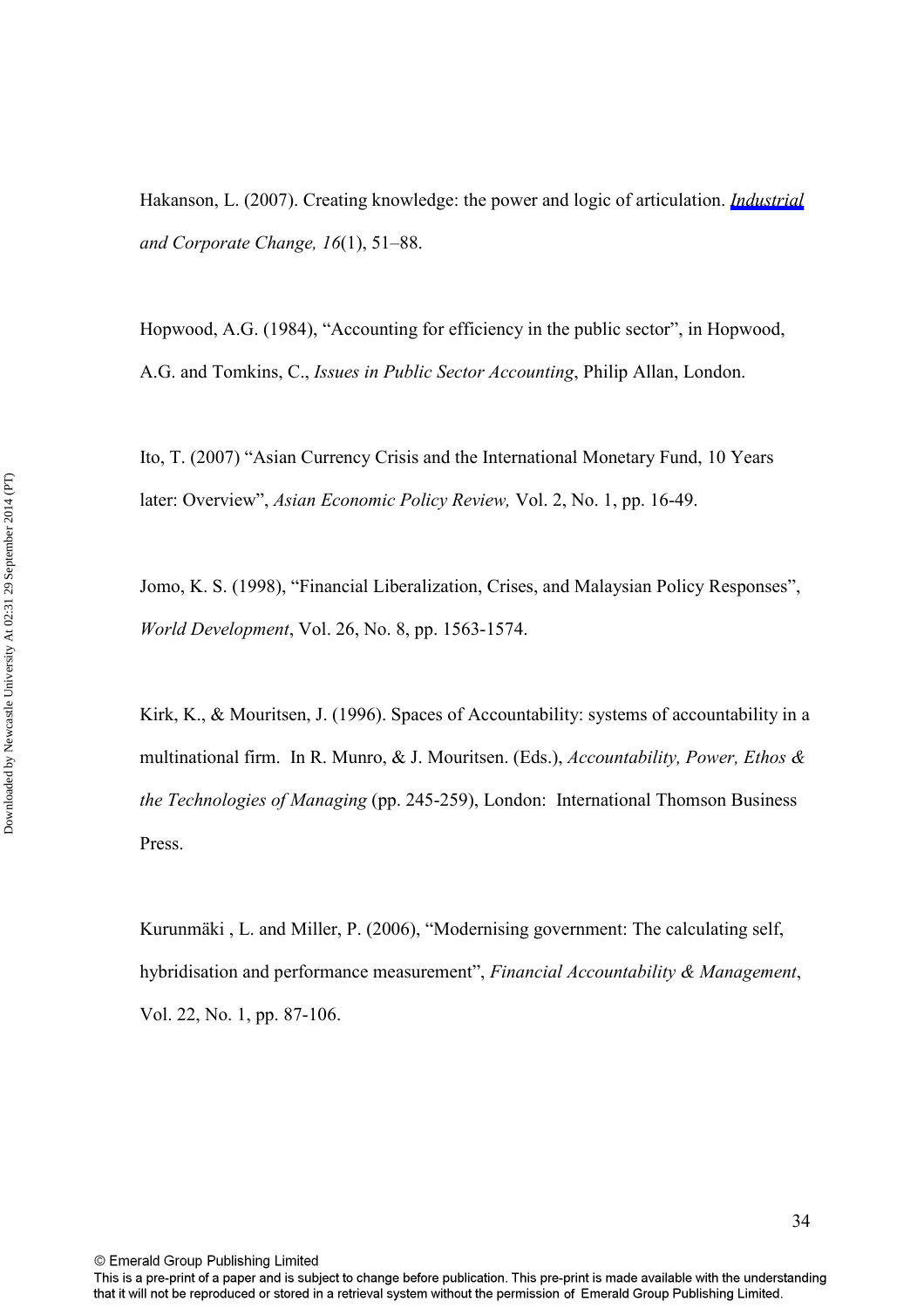Hakanson, L. (2007). Creating knowledge: the power and logic of articulation. *Industrial and Corporate Change, 16*(1), 51–88.

Hopwood, A.G. (1984), "Accounting for efficiency in the public sector", in Hopwood, A.G. and Tomkins, C., *Issues in Public Sector Accounting*, Philip Allan, London.

Ito, T. (2007) "Asian Currency Crisis and the International Monetary Fund, 10 Years later: Overview", *Asian Economic Policy Review,* Vol. 2, No. 1, pp. 16-49.

Jomo, K. S. (1998), "Financial Liberalization, Crises, and Malaysian Policy Responses", *World Development*, Vol. 26, No. 8, pp. 1563-1574.

Kirk, K., & Mouritsen, J. (1996). Spaces of Accountability: systems of accountability in a multinational firm. In R. Munro, & J. Mouritsen. (Eds.), *Accountability, Power, Ethos & the Technologies of Managing* (pp. 245-259), London: International Thomson Business Press.

Kurunmäki , L. and Miller, P. (2006), "Modernising government: The calculating self, hybridisation and performance measurement", *Financial Accountability & Management*, Vol. 22, No. 1, pp. 87-106.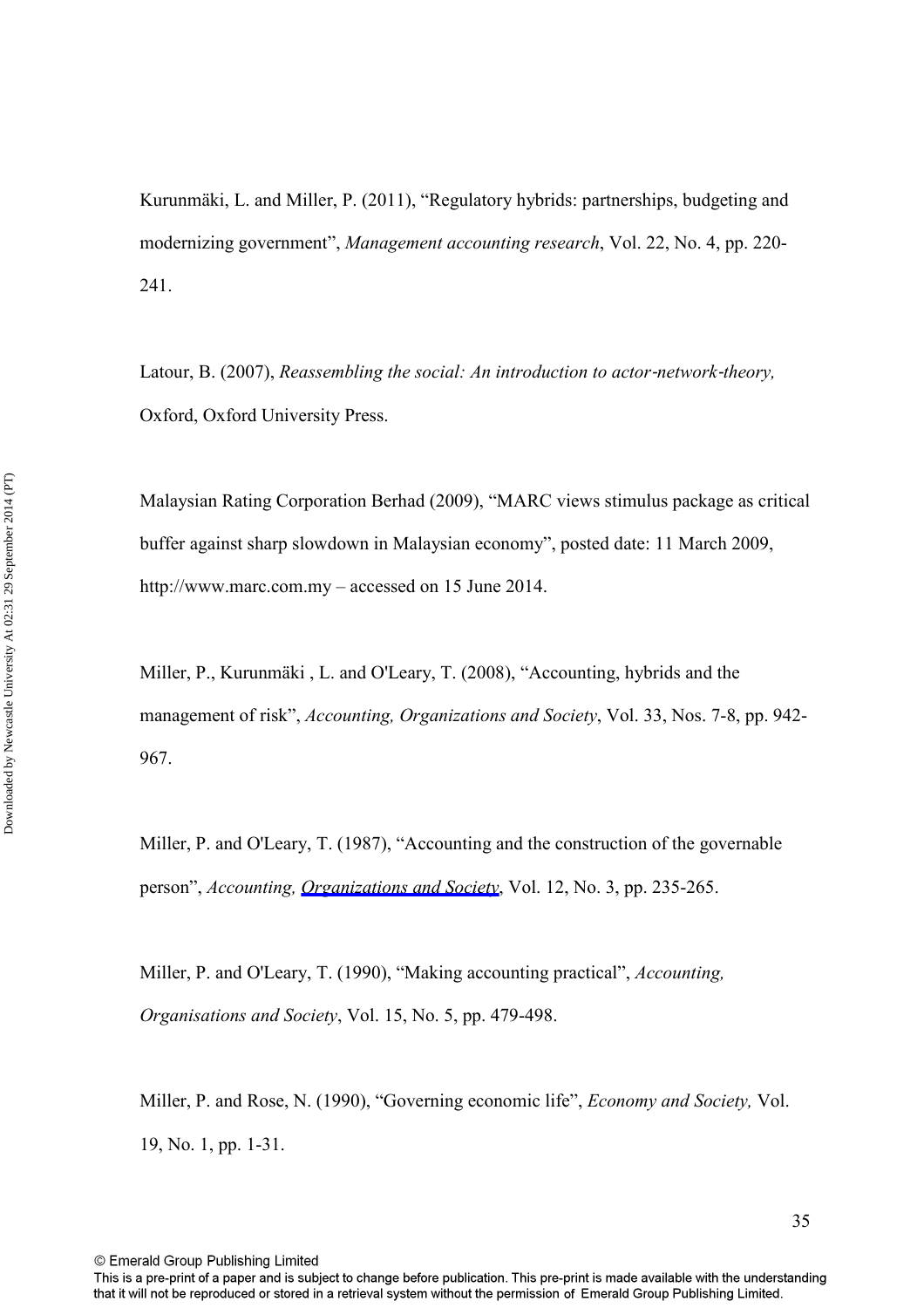Kurunmäki, L. and Miller, P. (2011), "Regulatory hybrids: partnerships, budgeting and modernizing government", *Management accounting research*, Vol. 22, No. 4, pp. 220-241.

Latour, B. (2007), *Reassembling the social: An introduction to actor-network-theory,* Oxford, Oxford University Press.

Malaysian Rating Corporation Berhad (2009), "MARC views stimulus package as critical buffer against sharp slowdown in Malaysian economy", posted date: 11 March 2009, http://www.marc.com.my – accessed on 15 June 2014.

Miller, P., Kurunmäki , L. and O'Leary, T. (2008), "Accounting, hybrids and the management of risk", *Accounting, Organizations and Society*, Vol. 33, Nos. 7-8, pp. 942-967.

Miller, P. and O'Leary, T. (1987), "Accounting and the construction of the governable person", *Accounting, Organizations and Society*, Vol. 12, No. 3, pp. 235-265.

Miller, P. and O'Leary, T. (1990), "Making accounting practical", *Accounting, Organisations and Society*, Vol. 15, No. 5, pp. 479-498.

Miller, P. and Rose, N. (1990), "Governing economic life", *Economy and Society,* Vol. 19, No. 1, pp. 1-31.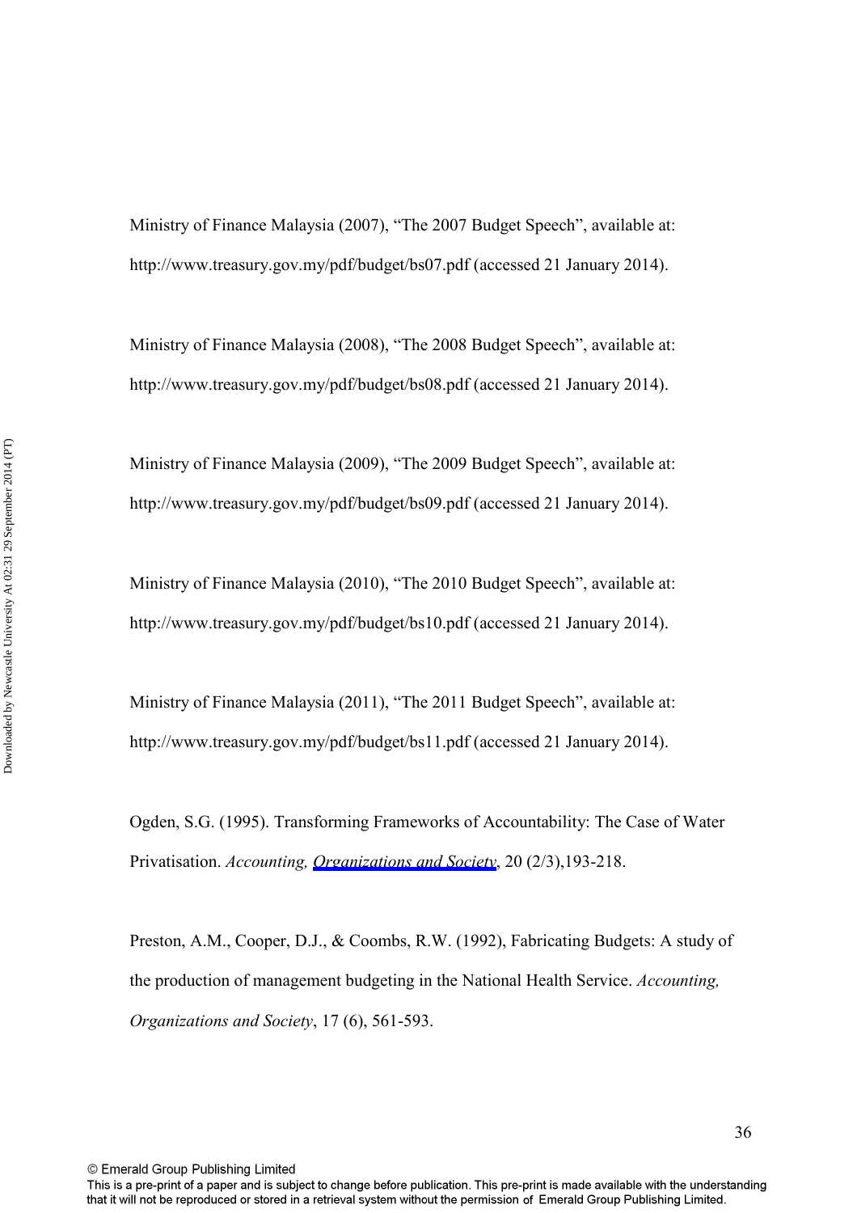Ministry of Finance Malaysia (2007), “The 2007 Budget Speech”, available at: http://www.treasury.gov.my/pdf/budget/bs07.pdf (accessed 21 January 2014).

Ministry of Finance Malaysia (2008), “The 2008 Budget Speech”, available at: http://www.treasury.gov.my/pdf/budget/bs08.pdf (accessed 21 January 2014).

Ministry of Finance Malaysia (2009), “The 2009 Budget Speech”, available at: http://www.treasury.gov.my/pdf/budget/bs09.pdf (accessed 21 January 2014).

Ministry of Finance Malaysia (2010), “The 2010 Budget Speech”, available at: http://www.treasury.gov.my/pdf/budget/bs10.pdf (accessed 21 January 2014).

Ministry of Finance Malaysia (2011), “The 2011 Budget Speech”, available at: http://www.treasury.gov.my/pdf/budget/bs11.pdf (accessed 21 January 2014).

Ogden, S.G. (1995). Transforming Frameworks of Accountability: The Case of Water Privatisation. *Accounting, Organizations and Society*, 20 (2/3),193-218.

Preston, A.M., Cooper, D.J., & Coombs, R.W. (1992), Fabricating Budgets: A study of the production of management budgeting in the National Health Service. *Accounting, Organizations and Society*, 17 (6), 561-593.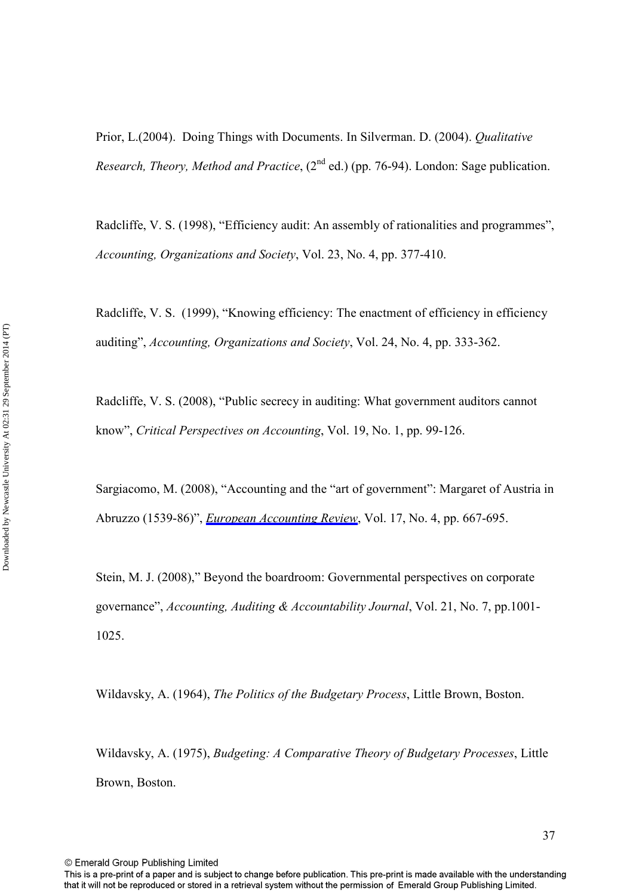Prior, L.(2004). Doing Things with Documents. In Silverman. D. (2004). *Qualitative Research, Theory, Method and Practice*, (2nd ed.) (pp. 76-94). London: Sage publication.

Radcliffe, V. S. (1998), "Efficiency audit: An assembly of rationalities and programmes", *Accounting, Organizations and Society*, Vol. 23, No. 4, pp. 377-410.

Radcliffe, V. S. (1999), "Knowing efficiency: The enactment of efficiency in efficiency auditing", *Accounting, Organizations and Society*, Vol. 24, No. 4, pp. 333-362.

Radcliffe, V. S. (2008), "Public secrecy in auditing: What government auditors cannot know", *Critical Perspectives on Accounting*, Vol. 19, No. 1, pp. 99-126.

Sargiacomo, M. (2008), "Accounting and the "art of government": Margaret of Austria in Abruzzo (1539-86)", *European Accounting Review*, Vol. 17, No. 4, pp. 667-695.

Stein, M. J. (2008)," Beyond the boardroom: Governmental perspectives on corporate governance", *Accounting, Auditing & Accountability Journal*, Vol. 21, No. 7, pp.1001-1025.

Wildavsky, A. (1964), *The Politics of the Budgetary Process*, Little Brown, Boston.

Wildavsky, A. (1975), *Budgeting: A Comparative Theory of Budgetary Processes*, Little Brown, Boston.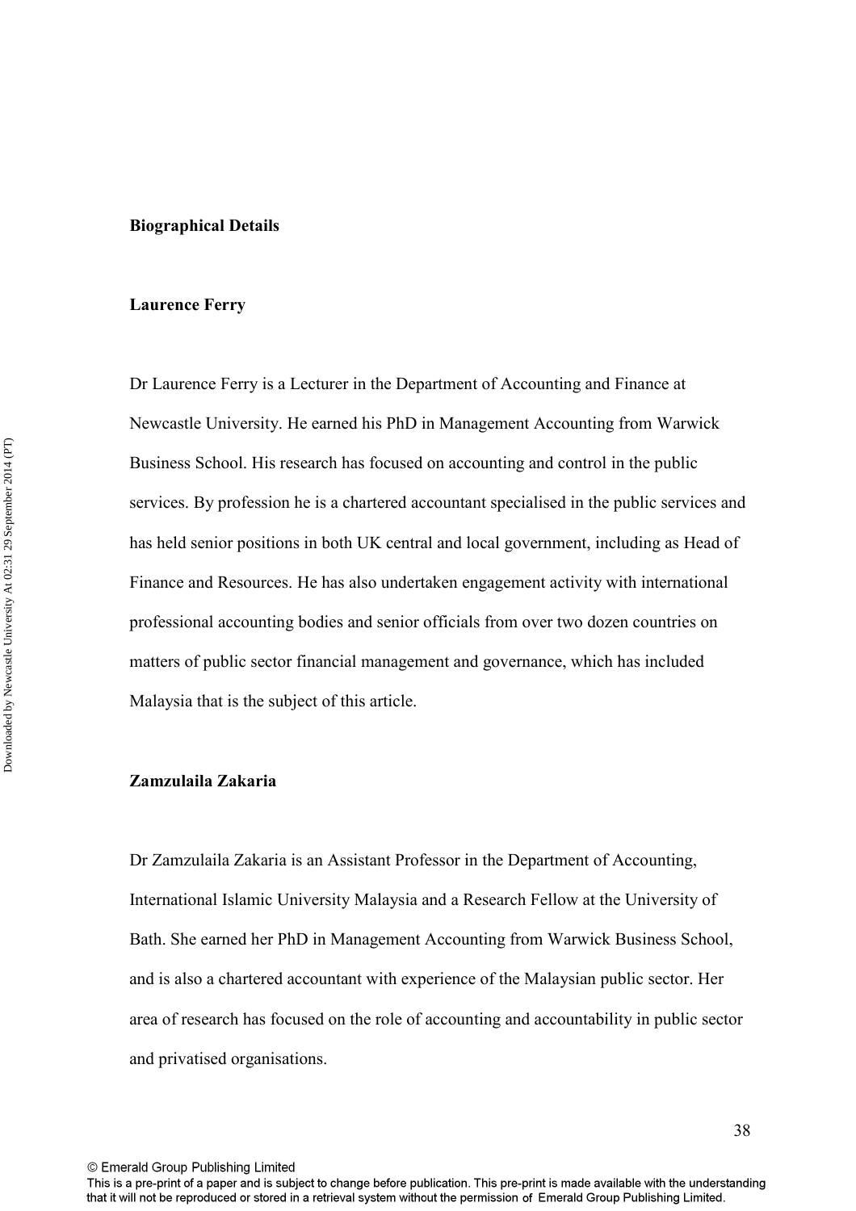**Biographical Details**

**Laurence Ferry**

Dr Laurence Ferry is a Lecturer in the Department of Accounting and Finance at Newcastle University. He earned his PhD in Management Accounting from Warwick Business School. His research has focused on accounting and control in the public services. By profession he is a chartered accountant specialised in the public services and has held senior positions in both UK central and local government, including as Head of Finance and Resources. He has also undertaken engagement activity with international professional accounting bodies and senior officials from over two dozen countries on matters of public sector financial management and governance, which has included Malaysia that is the subject of this article.

**Zamzulaila Zakaria**

Dr Zamzulaila Zakaria is an Assistant Professor in the Department of Accounting, International Islamic University Malaysia and a Research Fellow at the University of Bath. She earned her PhD in Management Accounting from Warwick Business School, and is also a chartered accountant with experience of the Malaysian public sector. Her area of research has focused on the role of accounting and accountability in public sector and privatised organisations.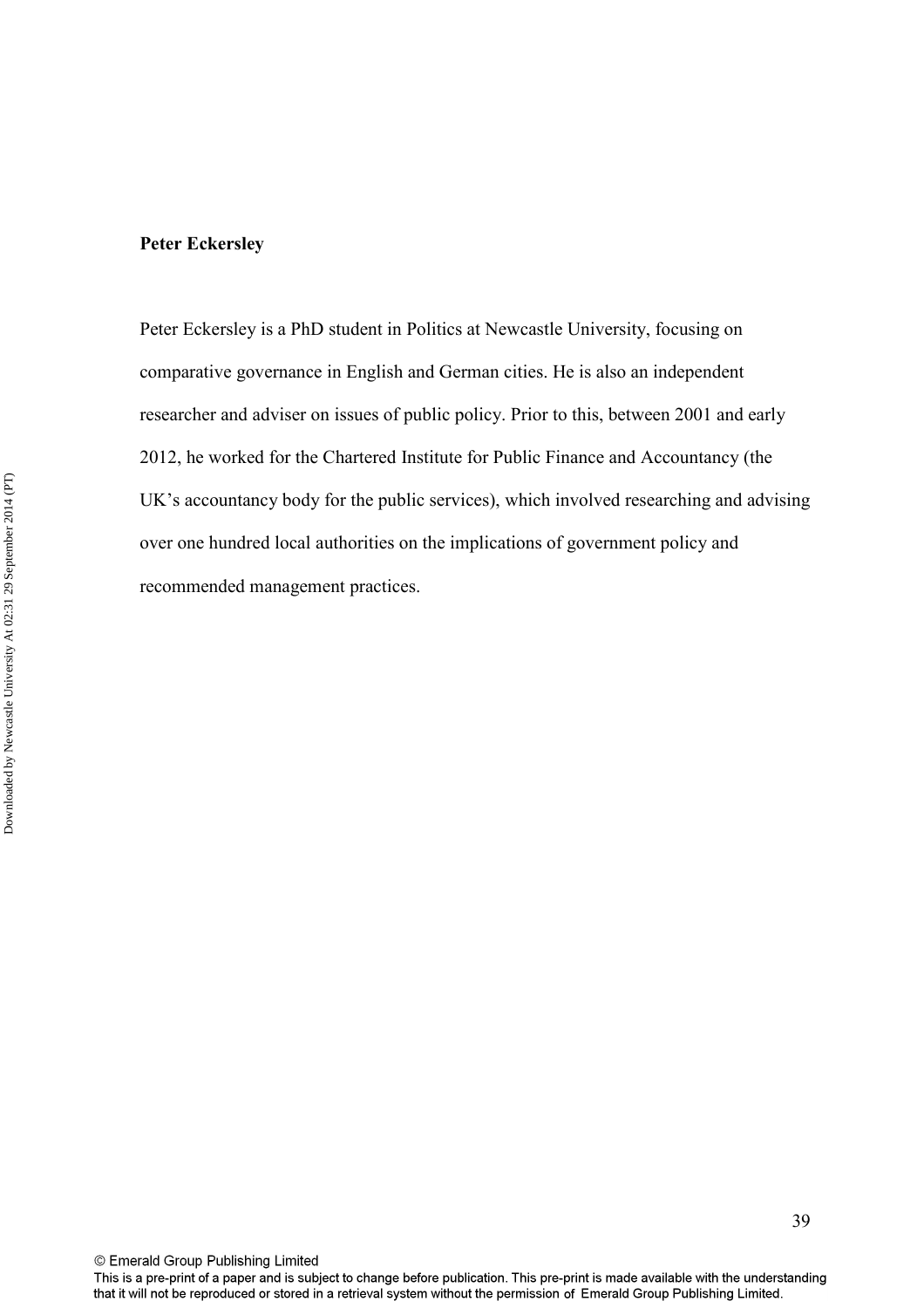**Peter Eckersley**

Peter Eckersley is a PhD student in Politics at Newcastle University, focusing on comparative governance in English and German cities. He is also an independent researcher and adviser on issues of public policy. Prior to this, between 2001 and early 2012, he worked for the Chartered Institute for Public Finance and Accountancy (the UK's accountancy body for the public services), which involved researching and advising over one hundred local authorities on the implications of government policy and recommended management practices.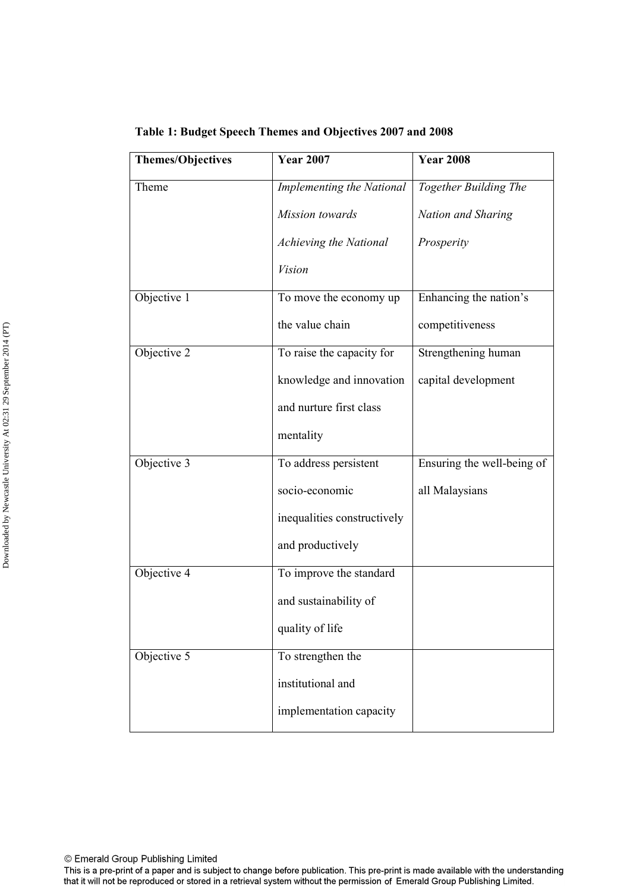**Table 1: Budget Speech Themes and Objectives 2007 and 2008**

| Themes/Objectives | Year 2007 | Year 2008 |
| --- | --- | --- |
| Theme | *Implementing the National Mission towards Achieving the National Vision* | *Together Building The Nation and Sharing Prosperity* |
| Objective 1 | To move the economy up the value chain | Enhancing the nation's competitiveness |
| Objective 2 | To raise the capacity for knowledge and innovation and nurture first class mentality | Strengthening human capital development |
| Objective 3 | To address persistent socio-economic inequalities constructively and productively | Ensuring the well-being of all Malaysians |
| Objective 4 | To improve the standard and sustainability of quality of life | |
| Objective 5 | To strengthen the institutional and implementation capacity | |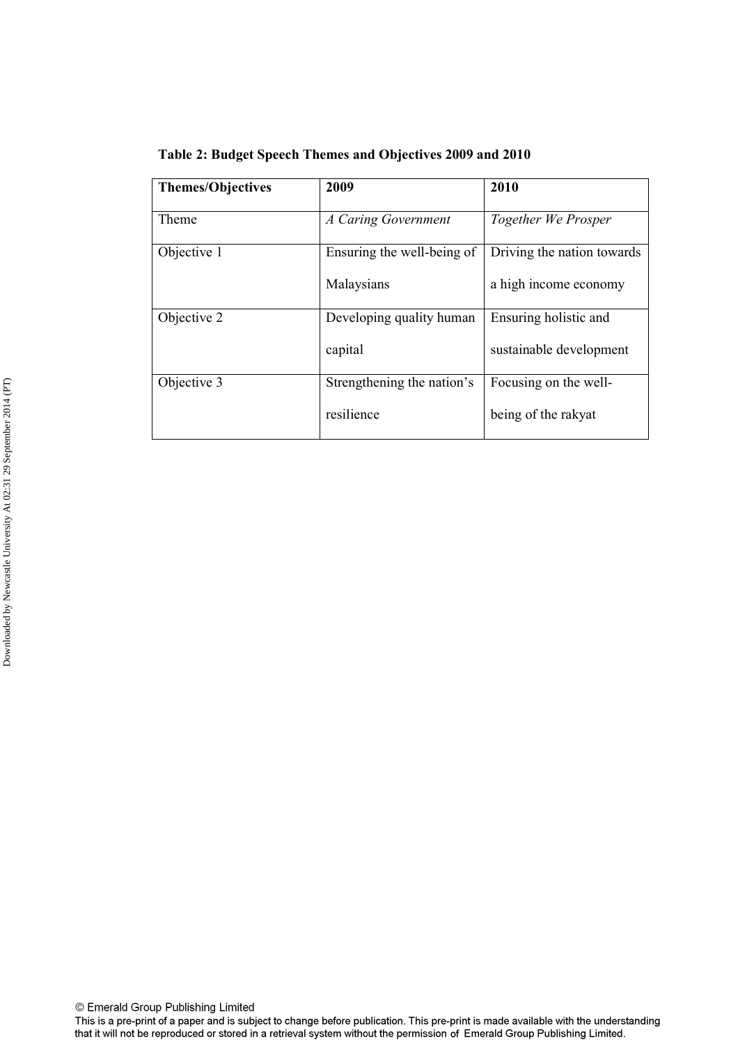**Table 2: Budget Speech Themes and Objectives 2009 and 2010**

| **Themes/Objectives** | **2009** | **2010** |
|---|---|---|
| Theme | *A Caring Government* | *Together We Prosper* |
| Objective 1 | Ensuring the well-being of Malaysians | Driving the nation towards a high income economy |
| Objective 2 | Developing quality human capital | Ensuring holistic and sustainable development |
| Objective 3 | Strengthening the nation's resilience | Focusing on the well-being of the rakyat |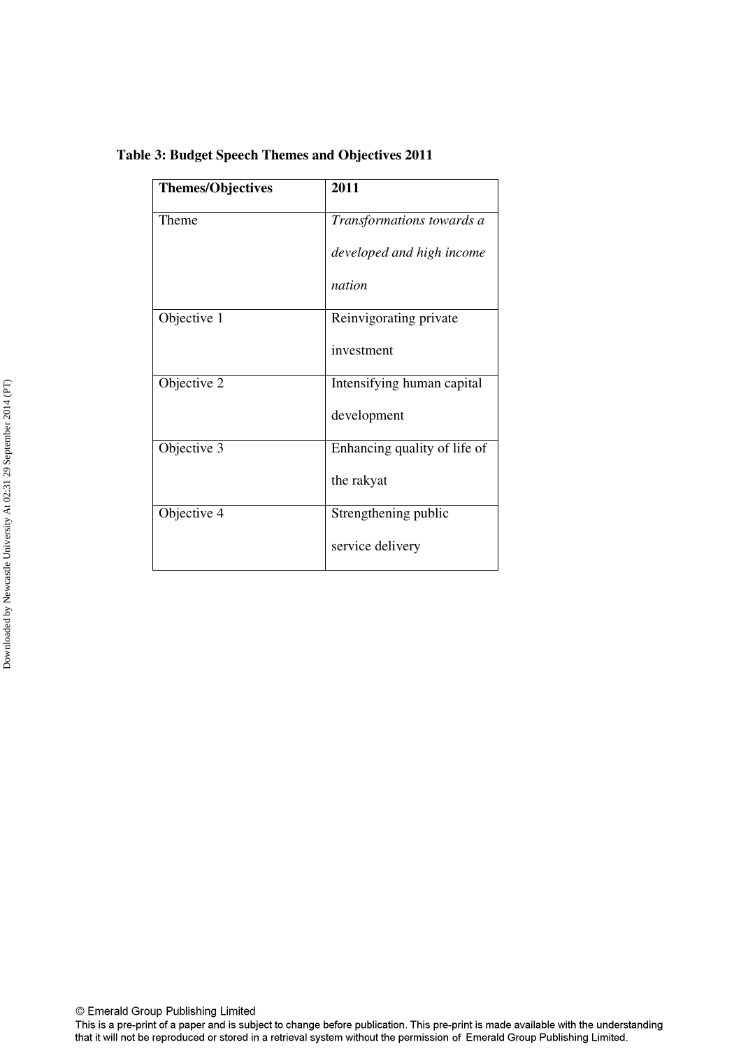**Table 3: Budget Speech Themes and Objectives 2011**

| Themes/Objectives | 2011 |
|---|---|
| Theme | *Transformations towards a developed and high income nation* |
| Objective 1 | Reinvigorating private investment |
| Objective 2 | Intensifying human capital development |
| Objective 3 | Enhancing quality of life of the rakyat |
| Objective 4 | Strengthening public service delivery |